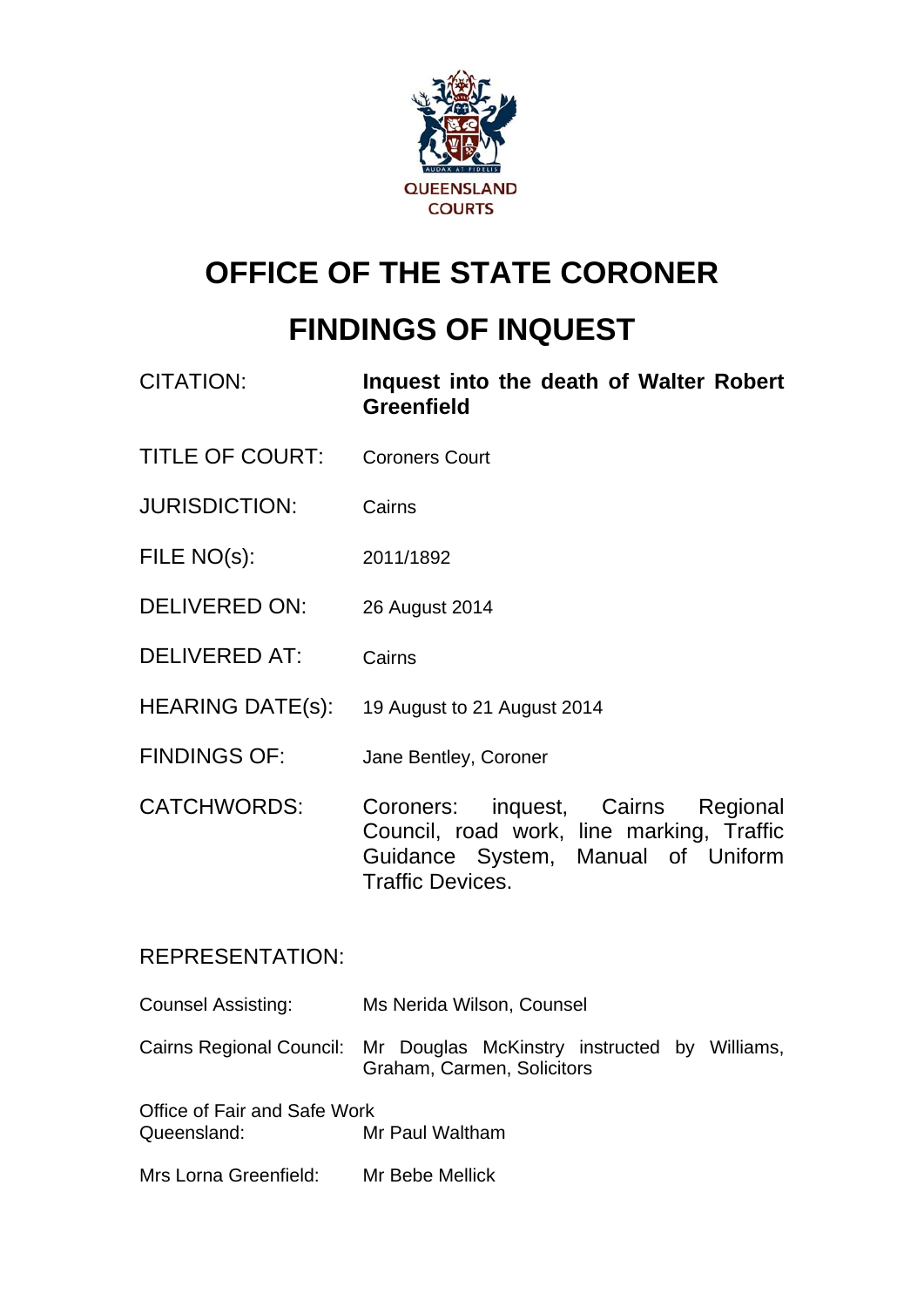QUEENSLAND COURTS

# OFFICE OF THE STATE CORONER

# FINDINGS OF INQUEST

| | |
|---|---|
| CITATION: | **Inquest into the death of Walter Robert Greenfield** |
| TITLE OF COURT: | Coroners Court |
| JURISDICTION: | Cairns |
| FILE NO(s): | 2011/1892 |
| DELIVERED ON: | 26 August 2014 |
| DELIVERED AT: | Cairns |
| HEARING DATE(s): | 19 August to 21 August 2014 |
| FINDINGS OF: | Jane Bentley, Coroner |
| CATCHWORDS: | Coroners: inquest, Cairns Regional Council, road work, line marking, Traffic Guidance System, Manual of Uniform Traffic Devices. |

REPRESENTATION:

| | |
|---|---|
| Counsel Assisting: | Ms Nerida Wilson, Counsel |
| Cairns Regional Council: | Mr Douglas McKinstry instructed by Williams, Graham, Carmen, Solicitors |
| Office of Fair and Safe Work Queensland: | Mr Paul Waltham |
| Mrs Lorna Greenfield: | Mr Bebe Mellick |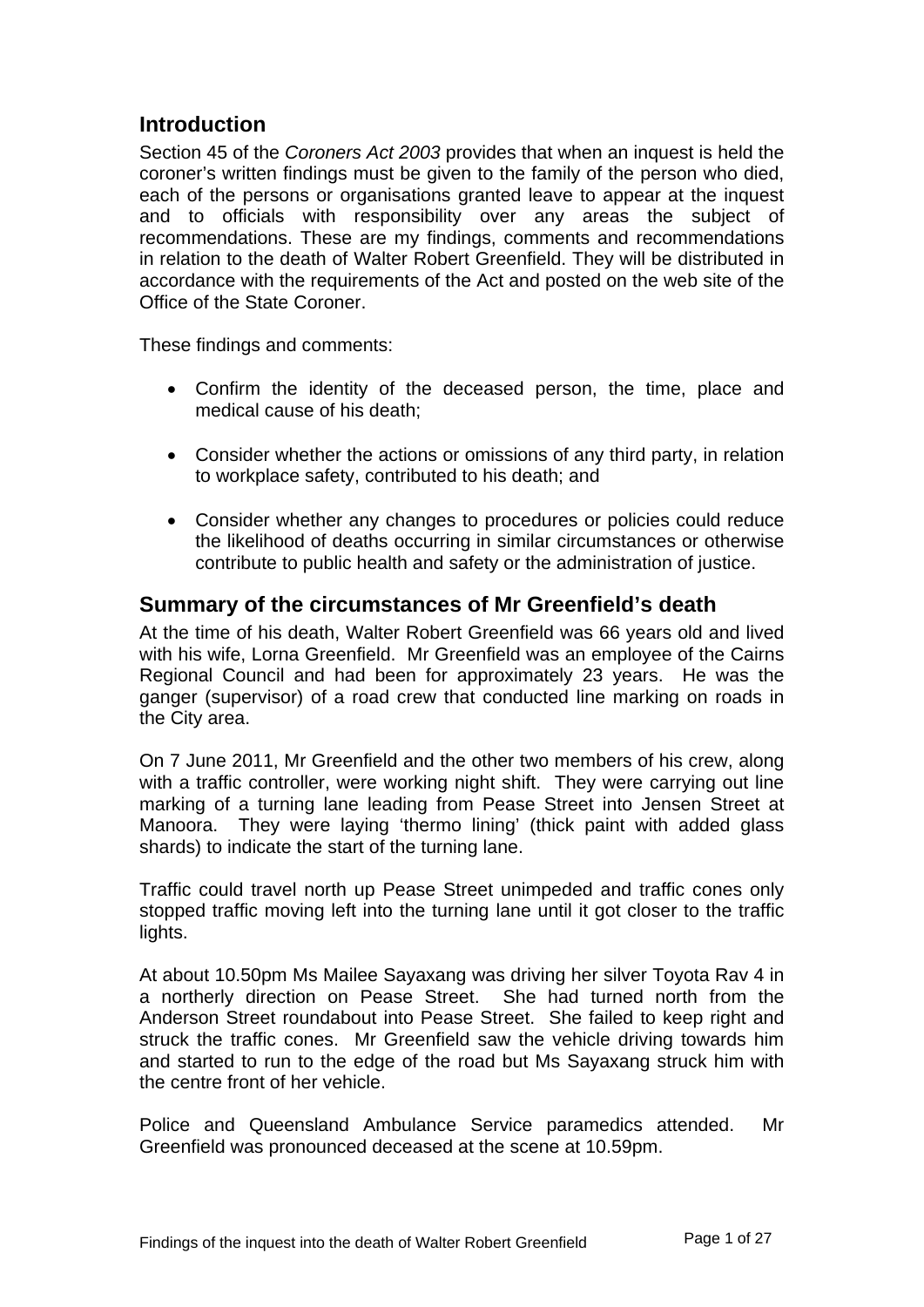## Introduction

Section 45 of the *Coroners Act 2003* provides that when an inquest is held the coroner's written findings must be given to the family of the person who died, each of the persons or organisations granted leave to appear at the inquest and to officials with responsibility over any areas the subject of recommendations. These are my findings, comments and recommendations in relation to the death of Walter Robert Greenfield. They will be distributed in accordance with the requirements of the Act and posted on the web site of the Office of the State Coroner.

These findings and comments:

- Confirm the identity of the deceased person, the time, place and medical cause of his death;
- Consider whether the actions or omissions of any third party, in relation to workplace safety, contributed to his death; and
- Consider whether any changes to procedures or policies could reduce the likelihood of deaths occurring in similar circumstances or otherwise contribute to public health and safety or the administration of justice.

## Summary of the circumstances of Mr Greenfield's death

At the time of his death, Walter Robert Greenfield was 66 years old and lived with his wife, Lorna Greenfield. Mr Greenfield was an employee of the Cairns Regional Council and had been for approximately 23 years. He was the ganger (supervisor) of a road crew that conducted line marking on roads in the City area.

On 7 June 2011, Mr Greenfield and the other two members of his crew, along with a traffic controller, were working night shift. They were carrying out line marking of a turning lane leading from Pease Street into Jensen Street at Manoora. They were laying 'thermo lining' (thick paint with added glass shards) to indicate the start of the turning lane.

Traffic could travel north up Pease Street unimpeded and traffic cones only stopped traffic moving left into the turning lane until it got closer to the traffic lights.

At about 10.50pm Ms Mailee Sayaxang was driving her silver Toyota Rav 4 in a northerly direction on Pease Street. She had turned north from the Anderson Street roundabout into Pease Street. She failed to keep right and struck the traffic cones. Mr Greenfield saw the vehicle driving towards him and started to run to the edge of the road but Ms Sayaxang struck him with the centre front of her vehicle.

Police and Queensland Ambulance Service paramedics attended. Mr Greenfield was pronounced deceased at the scene at 10.59pm.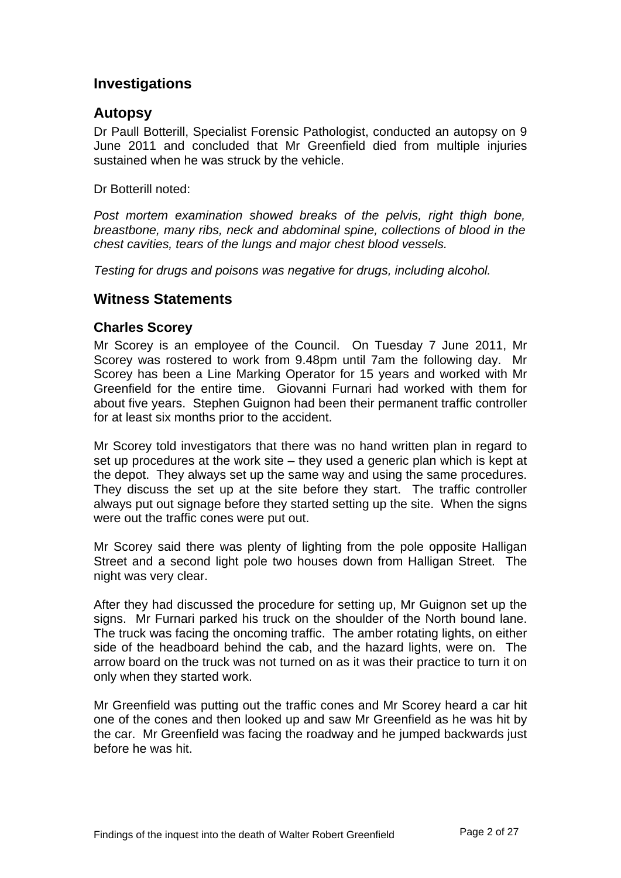## Investigations

## Autopsy

Dr Paull Botterill, Specialist Forensic Pathologist, conducted an autopsy on 9 June 2011 and concluded that Mr Greenfield died from multiple injuries sustained when he was struck by the vehicle.

Dr Botterill noted:

*Post mortem examination showed breaks of the pelvis, right thigh bone, breastbone, many ribs, neck and abdominal spine, collections of blood in the chest cavities, tears of the lungs and major chest blood vessels.*

*Testing for drugs and poisons was negative for drugs, including alcohol.*

## Witness Statements

### Charles Scorey

Mr Scorey is an employee of the Council. On Tuesday 7 June 2011, Mr Scorey was rostered to work from 9.48pm until 7am the following day. Mr Scorey has been a Line Marking Operator for 15 years and worked with Mr Greenfield for the entire time. Giovanni Furnari had worked with them for about five years. Stephen Guignon had been their permanent traffic controller for at least six months prior to the accident.

Mr Scorey told investigators that there was no hand written plan in regard to set up procedures at the work site – they used a generic plan which is kept at the depot. They always set up the same way and using the same procedures. They discuss the set up at the site before they start. The traffic controller always put out signage before they started setting up the site. When the signs were out the traffic cones were put out.

Mr Scorey said there was plenty of lighting from the pole opposite Halligan Street and a second light pole two houses down from Halligan Street. The night was very clear.

After they had discussed the procedure for setting up, Mr Guignon set up the signs. Mr Furnari parked his truck on the shoulder of the North bound lane. The truck was facing the oncoming traffic. The amber rotating lights, on either side of the headboard behind the cab, and the hazard lights, were on. The arrow board on the truck was not turned on as it was their practice to turn it on only when they started work.

Mr Greenfield was putting out the traffic cones and Mr Scorey heard a car hit one of the cones and then looked up and saw Mr Greenfield as he was hit by the car. Mr Greenfield was facing the roadway and he jumped backwards just before he was hit.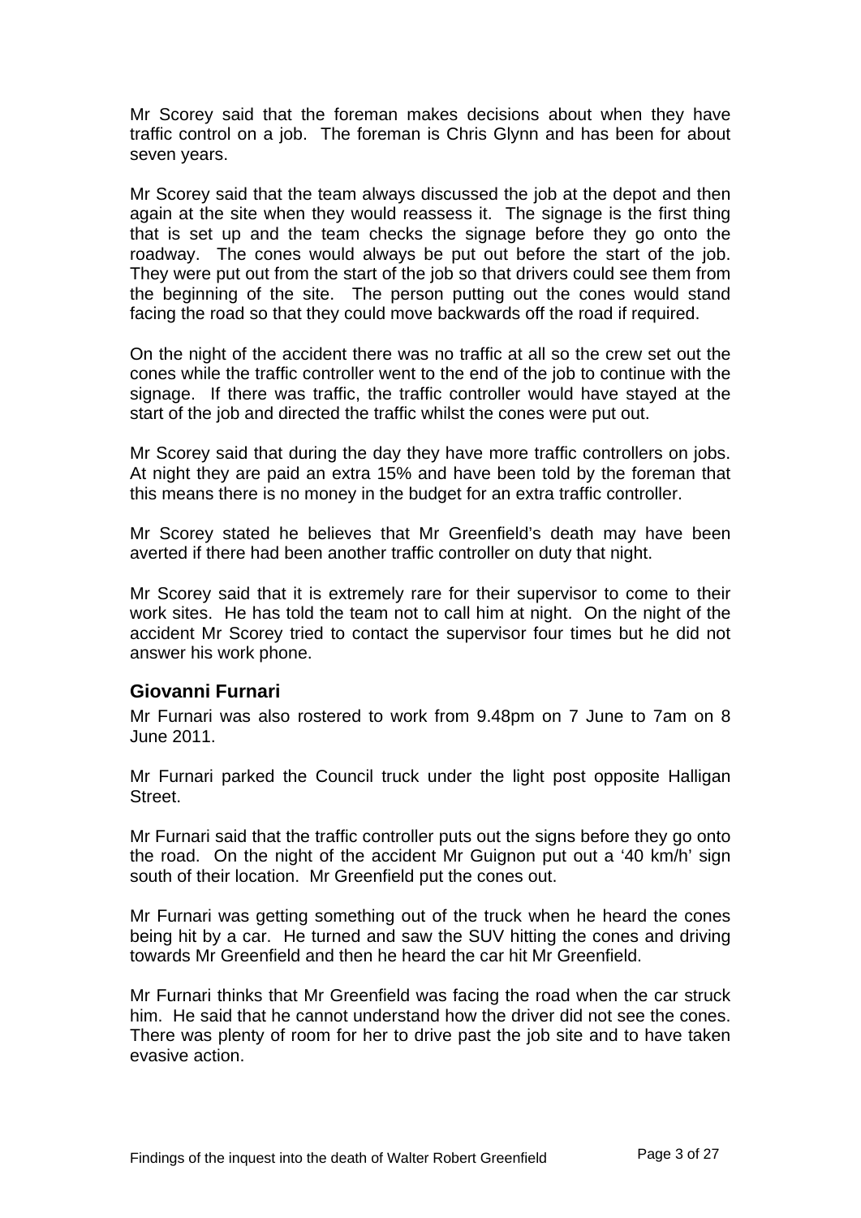Mr Scorey said that the foreman makes decisions about when they have traffic control on a job. The foreman is Chris Glynn and has been for about seven years.

Mr Scorey said that the team always discussed the job at the depot and then again at the site when they would reassess it. The signage is the first thing that is set up and the team checks the signage before they go onto the roadway. The cones would always be put out before the start of the job. They were put out from the start of the job so that drivers could see them from the beginning of the site. The person putting out the cones would stand facing the road so that they could move backwards off the road if required.

On the night of the accident there was no traffic at all so the crew set out the cones while the traffic controller went to the end of the job to continue with the signage. If there was traffic, the traffic controller would have stayed at the start of the job and directed the traffic whilst the cones were put out.

Mr Scorey said that during the day they have more traffic controllers on jobs. At night they are paid an extra 15% and have been told by the foreman that this means there is no money in the budget for an extra traffic controller.

Mr Scorey stated he believes that Mr Greenfield's death may have been averted if there had been another traffic controller on duty that night.

Mr Scorey said that it is extremely rare for their supervisor to come to their work sites. He has told the team not to call him at night. On the night of the accident Mr Scorey tried to contact the supervisor four times but he did not answer his work phone.

### Giovanni Furnari

Mr Furnari was also rostered to work from 9.48pm on 7 June to 7am on 8 June 2011.

Mr Furnari parked the Council truck under the light post opposite Halligan Street.

Mr Furnari said that the traffic controller puts out the signs before they go onto the road. On the night of the accident Mr Guignon put out a '40 km/h' sign south of their location. Mr Greenfield put the cones out.

Mr Furnari was getting something out of the truck when he heard the cones being hit by a car. He turned and saw the SUV hitting the cones and driving towards Mr Greenfield and then he heard the car hit Mr Greenfield.

Mr Furnari thinks that Mr Greenfield was facing the road when the car struck him. He said that he cannot understand how the driver did not see the cones. There was plenty of room for her to drive past the job site and to have taken evasive action.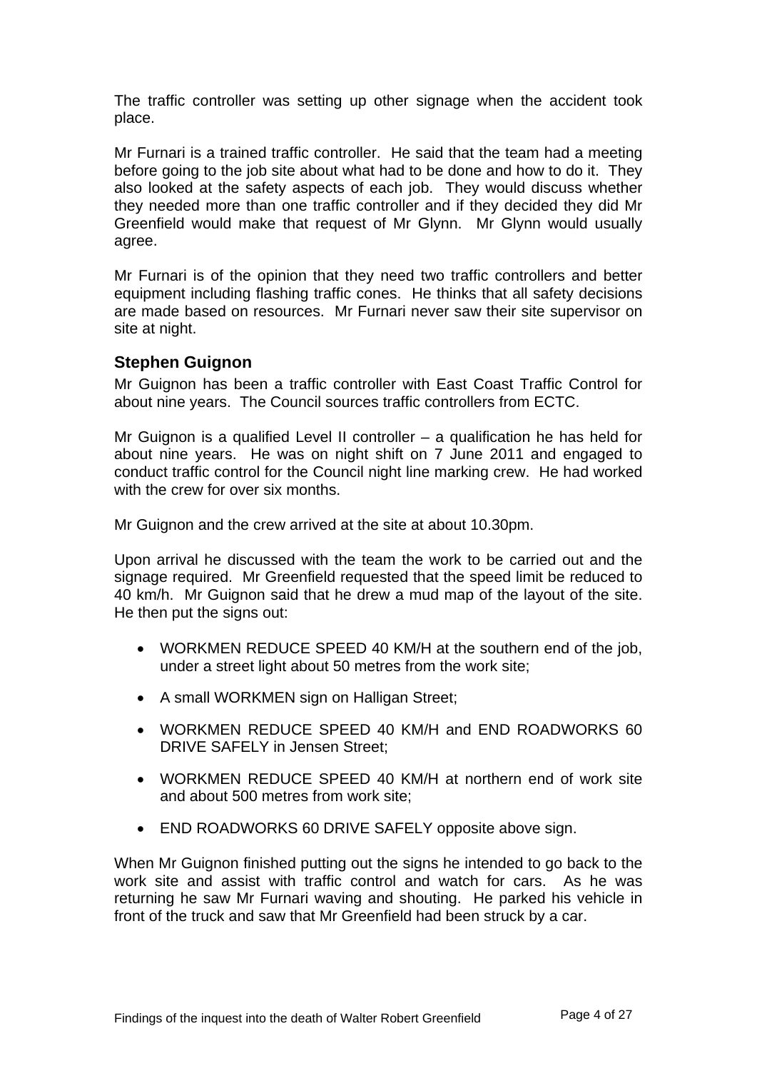The traffic controller was setting up other signage when the accident took place.

Mr Furnari is a trained traffic controller. He said that the team had a meeting before going to the job site about what had to be done and how to do it. They also looked at the safety aspects of each job. They would discuss whether they needed more than one traffic controller and if they decided they did Mr Greenfield would make that request of Mr Glynn. Mr Glynn would usually agree.

Mr Furnari is of the opinion that they need two traffic controllers and better equipment including flashing traffic cones. He thinks that all safety decisions are made based on resources. Mr Furnari never saw their site supervisor on site at night.

### Stephen Guignon

Mr Guignon has been a traffic controller with East Coast Traffic Control for about nine years. The Council sources traffic controllers from ECTC.

Mr Guignon is a qualified Level II controller – a qualification he has held for about nine years. He was on night shift on 7 June 2011 and engaged to conduct traffic control for the Council night line marking crew. He had worked with the crew for over six months.

Mr Guignon and the crew arrived at the site at about 10.30pm.

Upon arrival he discussed with the team the work to be carried out and the signage required. Mr Greenfield requested that the speed limit be reduced to 40 km/h. Mr Guignon said that he drew a mud map of the layout of the site. He then put the signs out:

- WORKMEN REDUCE SPEED 40 KM/H at the southern end of the job, under a street light about 50 metres from the work site;
- A small WORKMEN sign on Halligan Street;
- WORKMEN REDUCE SPEED 40 KM/H and END ROADWORKS 60 DRIVE SAFELY in Jensen Street;
- WORKMEN REDUCE SPEED 40 KM/H at northern end of work site and about 500 metres from work site;
- END ROADWORKS 60 DRIVE SAFELY opposite above sign.

When Mr Guignon finished putting out the signs he intended to go back to the work site and assist with traffic control and watch for cars. As he was returning he saw Mr Furnari waving and shouting. He parked his vehicle in front of the truck and saw that Mr Greenfield had been struck by a car.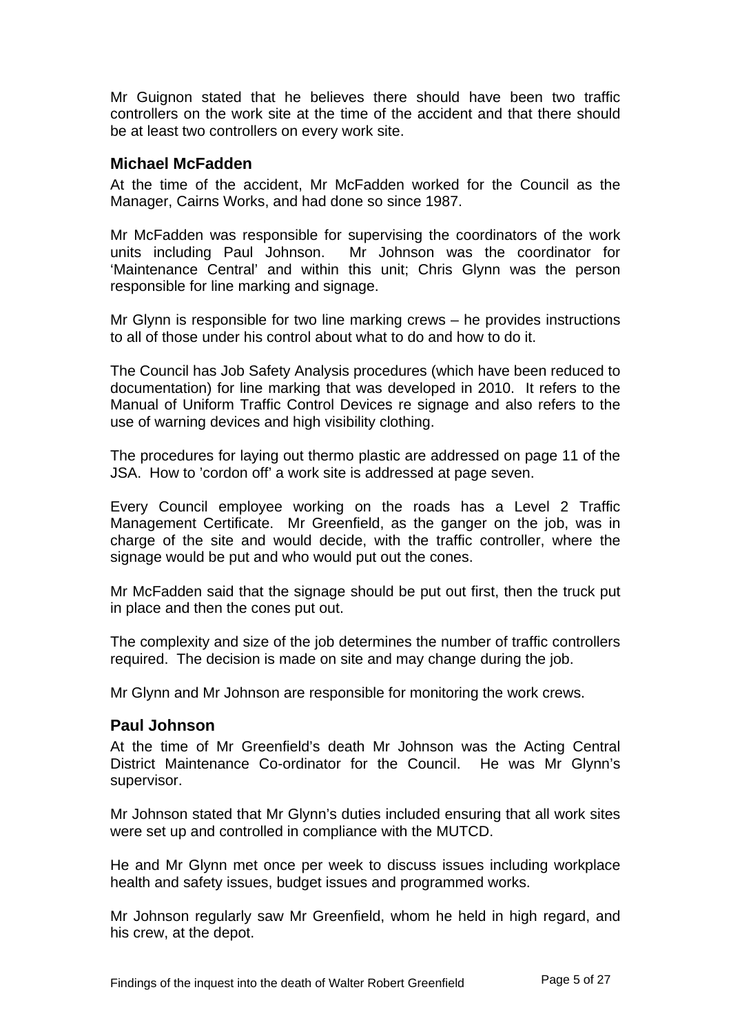Mr Guignon stated that he believes there should have been two traffic controllers on the work site at the time of the accident and that there should be at least two controllers on every work site.

### Michael McFadden

At the time of the accident, Mr McFadden worked for the Council as the Manager, Cairns Works, and had done so since 1987.

Mr McFadden was responsible for supervising the coordinators of the work units including Paul Johnson. Mr Johnson was the coordinator for 'Maintenance Central' and within this unit; Chris Glynn was the person responsible for line marking and signage.

Mr Glynn is responsible for two line marking crews – he provides instructions to all of those under his control about what to do and how to do it.

The Council has Job Safety Analysis procedures (which have been reduced to documentation) for line marking that was developed in 2010. It refers to the Manual of Uniform Traffic Control Devices re signage and also refers to the use of warning devices and high visibility clothing.

The procedures for laying out thermo plastic are addressed on page 11 of the JSA. How to 'cordon off' a work site is addressed at page seven.

Every Council employee working on the roads has a Level 2 Traffic Management Certificate. Mr Greenfield, as the ganger on the job, was in charge of the site and would decide, with the traffic controller, where the signage would be put and who would put out the cones.

Mr McFadden said that the signage should be put out first, then the truck put in place and then the cones put out.

The complexity and size of the job determines the number of traffic controllers required. The decision is made on site and may change during the job.

Mr Glynn and Mr Johnson are responsible for monitoring the work crews.

### Paul Johnson

At the time of Mr Greenfield's death Mr Johnson was the Acting Central District Maintenance Co-ordinator for the Council. He was Mr Glynn's supervisor.

Mr Johnson stated that Mr Glynn's duties included ensuring that all work sites were set up and controlled in compliance with the MUTCD.

He and Mr Glynn met once per week to discuss issues including workplace health and safety issues, budget issues and programmed works.

Mr Johnson regularly saw Mr Greenfield, whom he held in high regard, and his crew, at the depot.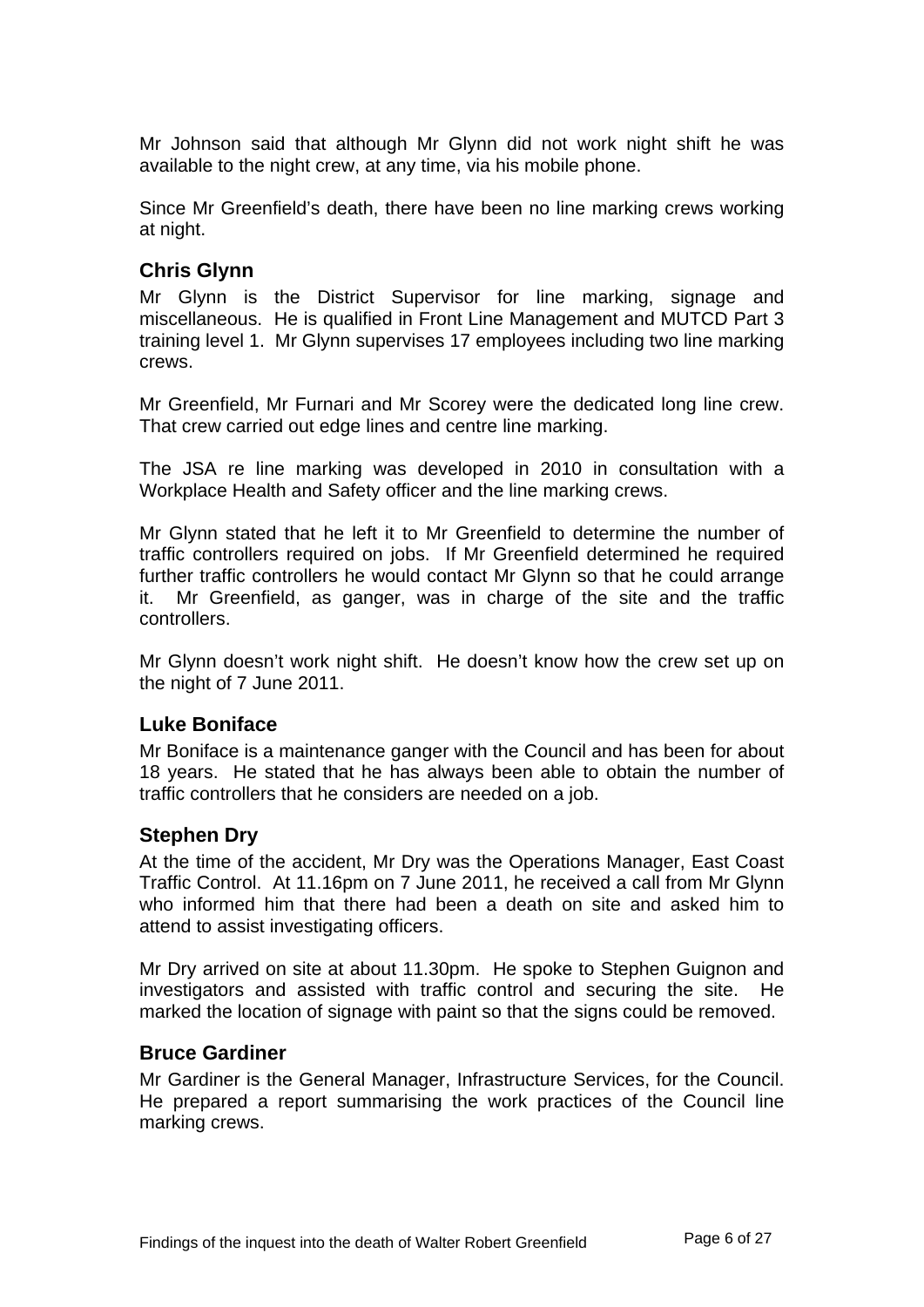Mr Johnson said that although Mr Glynn did not work night shift he was available to the night crew, at any time, via his mobile phone.

Since Mr Greenfield's death, there have been no line marking crews working at night.

### Chris Glynn

Mr Glynn is the District Supervisor for line marking, signage and miscellaneous. He is qualified in Front Line Management and MUTCD Part 3 training level 1. Mr Glynn supervises 17 employees including two line marking crews.

Mr Greenfield, Mr Furnari and Mr Scorey were the dedicated long line crew. That crew carried out edge lines and centre line marking.

The JSA re line marking was developed in 2010 in consultation with a Workplace Health and Safety officer and the line marking crews.

Mr Glynn stated that he left it to Mr Greenfield to determine the number of traffic controllers required on jobs. If Mr Greenfield determined he required further traffic controllers he would contact Mr Glynn so that he could arrange it. Mr Greenfield, as ganger, was in charge of the site and the traffic controllers.

Mr Glynn doesn't work night shift. He doesn't know how the crew set up on the night of 7 June 2011.

### Luke Boniface

Mr Boniface is a maintenance ganger with the Council and has been for about 18 years. He stated that he has always been able to obtain the number of traffic controllers that he considers are needed on a job.

### Stephen Dry

At the time of the accident, Mr Dry was the Operations Manager, East Coast Traffic Control. At 11.16pm on 7 June 2011, he received a call from Mr Glynn who informed him that there had been a death on site and asked him to attend to assist investigating officers.

Mr Dry arrived on site at about 11.30pm. He spoke to Stephen Guignon and investigators and assisted with traffic control and securing the site. He marked the location of signage with paint so that the signs could be removed.

### Bruce Gardiner

Mr Gardiner is the General Manager, Infrastructure Services, for the Council. He prepared a report summarising the work practices of the Council line marking crews.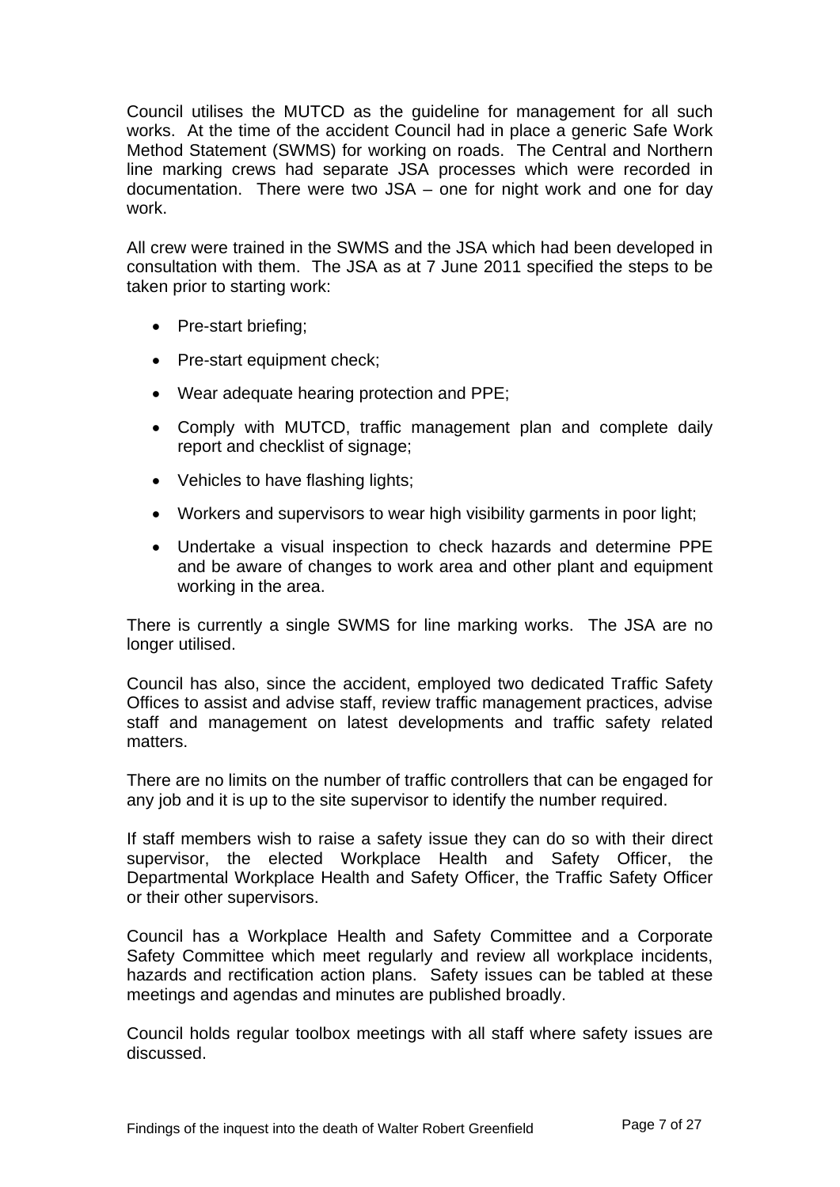Council utilises the MUTCD as the guideline for management for all such works. At the time of the accident Council had in place a generic Safe Work Method Statement (SWMS) for working on roads. The Central and Northern line marking crews had separate JSA processes which were recorded in documentation. There were two JSA – one for night work and one for day work.

All crew were trained in the SWMS and the JSA which had been developed in consultation with them. The JSA as at 7 June 2011 specified the steps to be taken prior to starting work:

- Pre-start briefing;
- Pre-start equipment check;
- Wear adequate hearing protection and PPE;
- Comply with MUTCD, traffic management plan and complete daily report and checklist of signage;
- Vehicles to have flashing lights;
- Workers and supervisors to wear high visibility garments in poor light;
- Undertake a visual inspection to check hazards and determine PPE and be aware of changes to work area and other plant and equipment working in the area.

There is currently a single SWMS for line marking works. The JSA are no longer utilised.

Council has also, since the accident, employed two dedicated Traffic Safety Offices to assist and advise staff, review traffic management practices, advise staff and management on latest developments and traffic safety related matters.

There are no limits on the number of traffic controllers that can be engaged for any job and it is up to the site supervisor to identify the number required.

If staff members wish to raise a safety issue they can do so with their direct supervisor, the elected Workplace Health and Safety Officer, the Departmental Workplace Health and Safety Officer, the Traffic Safety Officer or their other supervisors.

Council has a Workplace Health and Safety Committee and a Corporate Safety Committee which meet regularly and review all workplace incidents, hazards and rectification action plans. Safety issues can be tabled at these meetings and agendas and minutes are published broadly.

Council holds regular toolbox meetings with all staff where safety issues are discussed.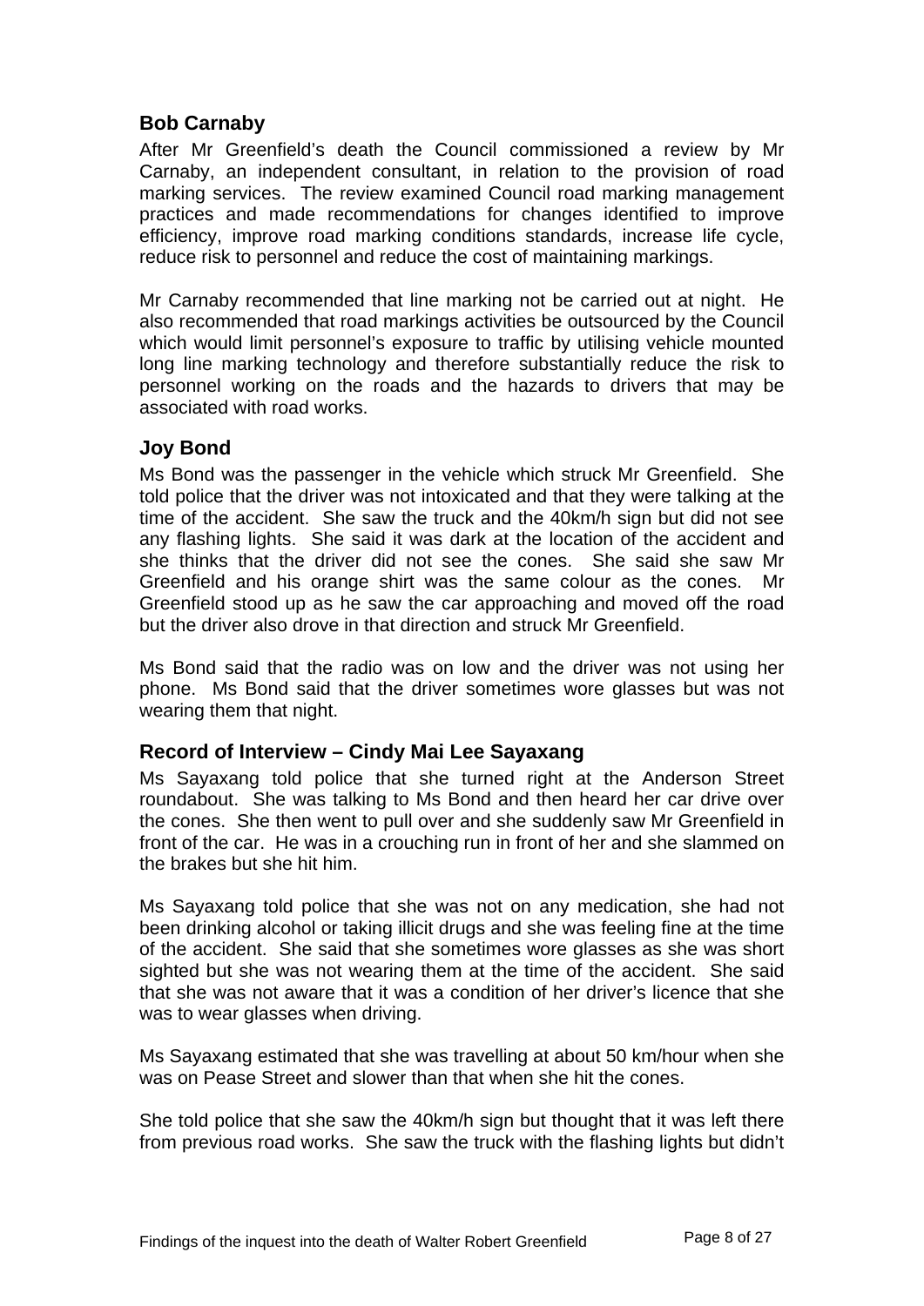### Bob Carnaby

After Mr Greenfield's death the Council commissioned a review by Mr Carnaby, an independent consultant, in relation to the provision of road marking services. The review examined Council road marking management practices and made recommendations for changes identified to improve efficiency, improve road marking conditions standards, increase life cycle, reduce risk to personnel and reduce the cost of maintaining markings.

Mr Carnaby recommended that line marking not be carried out at night. He also recommended that road markings activities be outsourced by the Council which would limit personnel's exposure to traffic by utilising vehicle mounted long line marking technology and therefore substantially reduce the risk to personnel working on the roads and the hazards to drivers that may be associated with road works.

### Joy Bond

Ms Bond was the passenger in the vehicle which struck Mr Greenfield. She told police that the driver was not intoxicated and that they were talking at the time of the accident. She saw the truck and the 40km/h sign but did not see any flashing lights. She said it was dark at the location of the accident and she thinks that the driver did not see the cones. She said she saw Mr Greenfield and his orange shirt was the same colour as the cones. Mr Greenfield stood up as he saw the car approaching and moved off the road but the driver also drove in that direction and struck Mr Greenfield.

Ms Bond said that the radio was on low and the driver was not using her phone. Ms Bond said that the driver sometimes wore glasses but was not wearing them that night.

### Record of Interview – Cindy Mai Lee Sayaxang

Ms Sayaxang told police that she turned right at the Anderson Street roundabout. She was talking to Ms Bond and then heard her car drive over the cones. She then went to pull over and she suddenly saw Mr Greenfield in front of the car. He was in a crouching run in front of her and she slammed on the brakes but she hit him.

Ms Sayaxang told police that she was not on any medication, she had not been drinking alcohol or taking illicit drugs and she was feeling fine at the time of the accident. She said that she sometimes wore glasses as she was short sighted but she was not wearing them at the time of the accident. She said that she was not aware that it was a condition of her driver's licence that she was to wear glasses when driving.

Ms Sayaxang estimated that she was travelling at about 50 km/hour when she was on Pease Street and slower than that when she hit the cones.

She told police that she saw the 40km/h sign but thought that it was left there from previous road works. She saw the truck with the flashing lights but didn't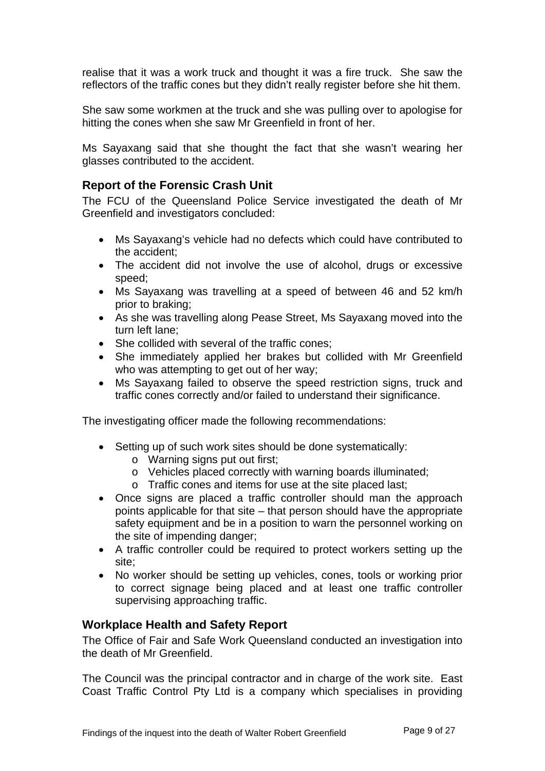realise that it was a work truck and thought it was a fire truck. She saw the reflectors of the traffic cones but they didn't really register before she hit them.

She saw some workmen at the truck and she was pulling over to apologise for hitting the cones when she saw Mr Greenfield in front of her.

Ms Sayaxang said that she thought the fact that she wasn't wearing her glasses contributed to the accident.

## Report of the Forensic Crash Unit

The FCU of the Queensland Police Service investigated the death of Mr Greenfield and investigators concluded:

- Ms Sayaxang's vehicle had no defects which could have contributed to the accident;
- The accident did not involve the use of alcohol, drugs or excessive speed;
- Ms Sayaxang was travelling at a speed of between 46 and 52 km/h prior to braking;
- As she was travelling along Pease Street, Ms Sayaxang moved into the turn left lane;
- She collided with several of the traffic cones;
- She immediately applied her brakes but collided with Mr Greenfield who was attempting to get out of her way;
- Ms Sayaxang failed to observe the speed restriction signs, truck and traffic cones correctly and/or failed to understand their significance.

The investigating officer made the following recommendations:

- Setting up of such work sites should be done systematically:
    - Warning signs put out first;
    - Vehicles placed correctly with warning boards illuminated;
    - Traffic cones and items for use at the site placed last;
- Once signs are placed a traffic controller should man the approach points applicable for that site – that person should have the appropriate safety equipment and be in a position to warn the personnel working on the site of impending danger;
- A traffic controller could be required to protect workers setting up the site;
- No worker should be setting up vehicles, cones, tools or working prior to correct signage being placed and at least one traffic controller supervising approaching traffic.

## Workplace Health and Safety Report

The Office of Fair and Safe Work Queensland conducted an investigation into the death of Mr Greenfield.

The Council was the principal contractor and in charge of the work site. East Coast Traffic Control Pty Ltd is a company which specialises in providing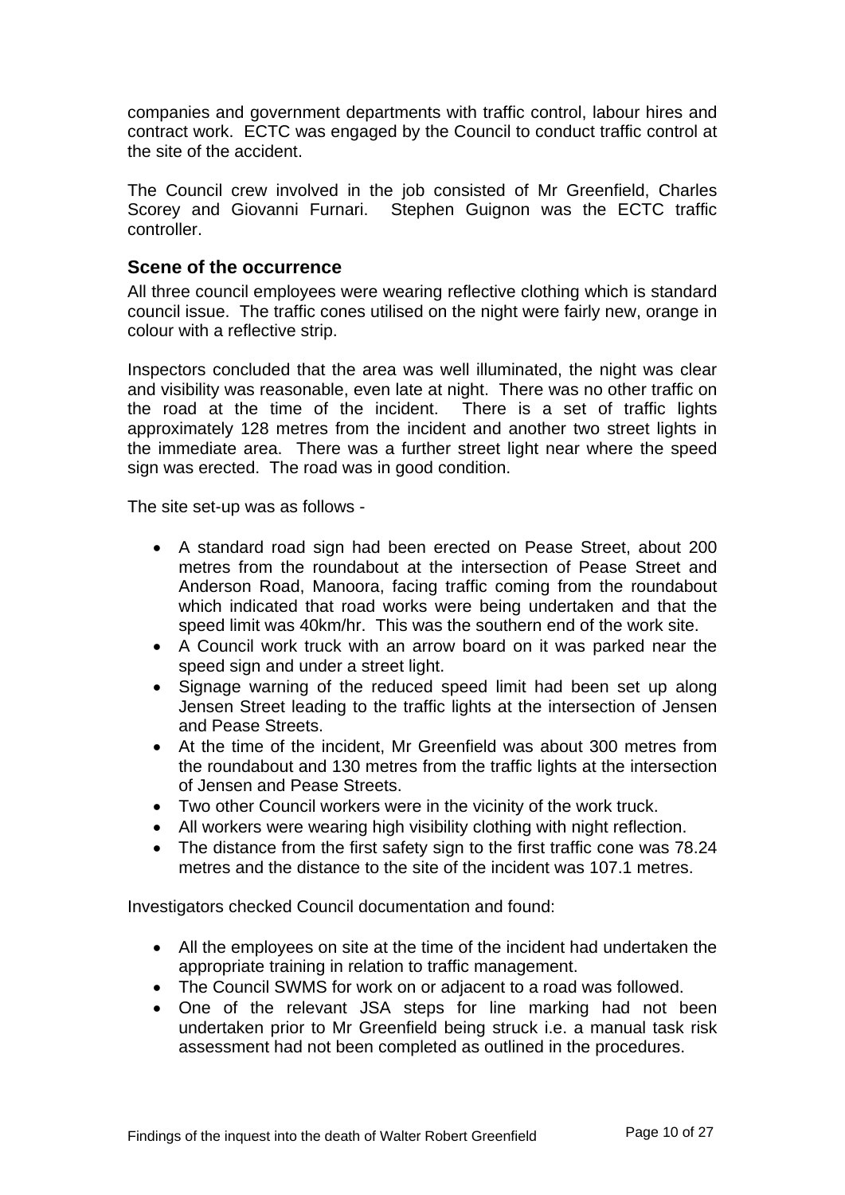companies and government departments with traffic control, labour hires and contract work. ECTC was engaged by the Council to conduct traffic control at the site of the accident.

The Council crew involved in the job consisted of Mr Greenfield, Charles Scorey and Giovanni Furnari. Stephen Guignon was the ECTC traffic controller.

### Scene of the occurrence

All three council employees were wearing reflective clothing which is standard council issue. The traffic cones utilised on the night were fairly new, orange in colour with a reflective strip.

Inspectors concluded that the area was well illuminated, the night was clear and visibility was reasonable, even late at night. There was no other traffic on the road at the time of the incident. There is a set of traffic lights approximately 128 metres from the incident and another two street lights in the immediate area. There was a further street light near where the speed sign was erected. The road was in good condition.

The site set-up was as follows -

- A standard road sign had been erected on Pease Street, about 200 metres from the roundabout at the intersection of Pease Street and Anderson Road, Manoora, facing traffic coming from the roundabout which indicated that road works were being undertaken and that the speed limit was 40km/hr. This was the southern end of the work site.
- A Council work truck with an arrow board on it was parked near the speed sign and under a street light.
- Signage warning of the reduced speed limit had been set up along Jensen Street leading to the traffic lights at the intersection of Jensen and Pease Streets.
- At the time of the incident, Mr Greenfield was about 300 metres from the roundabout and 130 metres from the traffic lights at the intersection of Jensen and Pease Streets.
- Two other Council workers were in the vicinity of the work truck.
- All workers were wearing high visibility clothing with night reflection.
- The distance from the first safety sign to the first traffic cone was 78.24 metres and the distance to the site of the incident was 107.1 metres.

Investigators checked Council documentation and found:

- All the employees on site at the time of the incident had undertaken the appropriate training in relation to traffic management.
- The Council SWMS for work on or adjacent to a road was followed.
- One of the relevant JSA steps for line marking had not been undertaken prior to Mr Greenfield being struck i.e. a manual task risk assessment had not been completed as outlined in the procedures.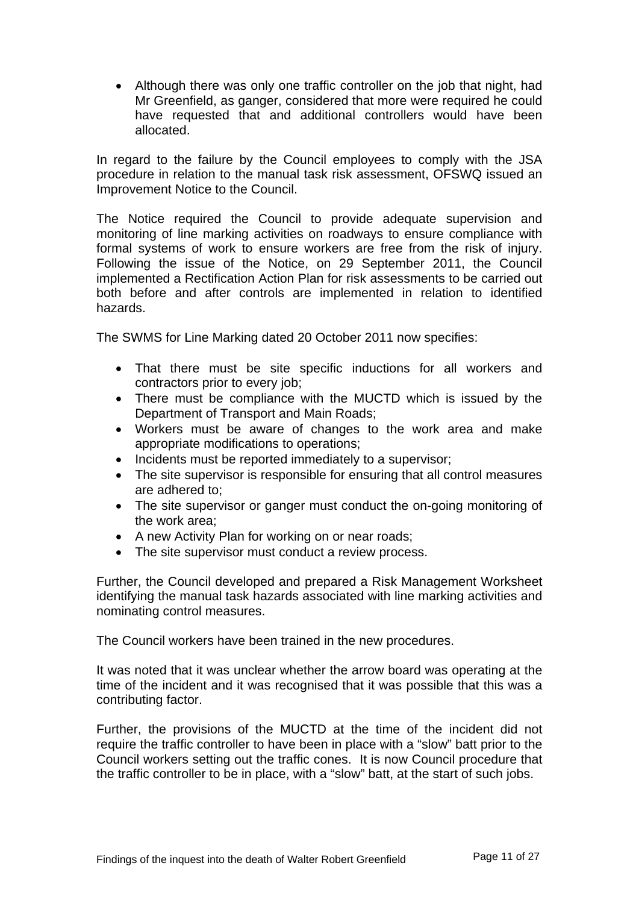- Although there was only one traffic controller on the job that night, had Mr Greenfield, as ganger, considered that more were required he could have requested that and additional controllers would have been allocated.

In regard to the failure by the Council employees to comply with the JSA procedure in relation to the manual task risk assessment, OFSWQ issued an Improvement Notice to the Council.

The Notice required the Council to provide adequate supervision and monitoring of line marking activities on roadways to ensure compliance with formal systems of work to ensure workers are free from the risk of injury. Following the issue of the Notice, on 29 September 2011, the Council implemented a Rectification Action Plan for risk assessments to be carried out both before and after controls are implemented in relation to identified hazards.

The SWMS for Line Marking dated 20 October 2011 now specifies:

- That there must be site specific inductions for all workers and contractors prior to every job;
- There must be compliance with the MUCTD which is issued by the Department of Transport and Main Roads;
- Workers must be aware of changes to the work area and make appropriate modifications to operations;
- Incidents must be reported immediately to a supervisor;
- The site supervisor is responsible for ensuring that all control measures are adhered to;
- The site supervisor or ganger must conduct the on-going monitoring of the work area;
- A new Activity Plan for working on or near roads;
- The site supervisor must conduct a review process.

Further, the Council developed and prepared a Risk Management Worksheet identifying the manual task hazards associated with line marking activities and nominating control measures.

The Council workers have been trained in the new procedures.

It was noted that it was unclear whether the arrow board was operating at the time of the incident and it was recognised that it was possible that this was a contributing factor.

Further, the provisions of the MUCTD at the time of the incident did not require the traffic controller to have been in place with a "slow" batt prior to the Council workers setting out the traffic cones. It is now Council procedure that the traffic controller to be in place, with a "slow" batt, at the start of such jobs.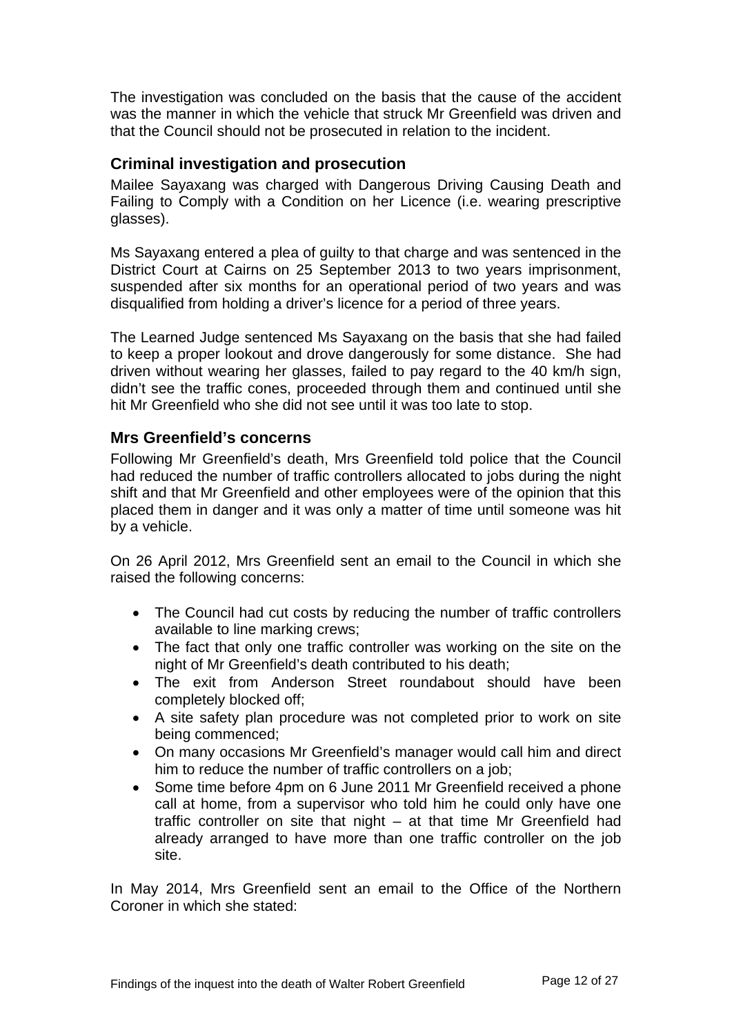The investigation was concluded on the basis that the cause of the accident was the manner in which the vehicle that struck Mr Greenfield was driven and that the Council should not be prosecuted in relation to the incident.

## Criminal investigation and prosecution

Mailee Sayaxang was charged with Dangerous Driving Causing Death and Failing to Comply with a Condition on her Licence (i.e. wearing prescriptive glasses).

Ms Sayaxang entered a plea of guilty to that charge and was sentenced in the District Court at Cairns on 25 September 2013 to two years imprisonment, suspended after six months for an operational period of two years and was disqualified from holding a driver's licence for a period of three years.

The Learned Judge sentenced Ms Sayaxang on the basis that she had failed to keep a proper lookout and drove dangerously for some distance. She had driven without wearing her glasses, failed to pay regard to the 40 km/h sign, didn't see the traffic cones, proceeded through them and continued until she hit Mr Greenfield who she did not see until it was too late to stop.

## Mrs Greenfield's concerns

Following Mr Greenfield's death, Mrs Greenfield told police that the Council had reduced the number of traffic controllers allocated to jobs during the night shift and that Mr Greenfield and other employees were of the opinion that this placed them in danger and it was only a matter of time until someone was hit by a vehicle.

On 26 April 2012, Mrs Greenfield sent an email to the Council in which she raised the following concerns:

- The Council had cut costs by reducing the number of traffic controllers available to line marking crews;
- The fact that only one traffic controller was working on the site on the night of Mr Greenfield's death contributed to his death;
- The exit from Anderson Street roundabout should have been completely blocked off;
- A site safety plan procedure was not completed prior to work on site being commenced;
- On many occasions Mr Greenfield's manager would call him and direct him to reduce the number of traffic controllers on a job;
- Some time before 4pm on 6 June 2011 Mr Greenfield received a phone call at home, from a supervisor who told him he could only have one traffic controller on site that night – at that time Mr Greenfield had already arranged to have more than one traffic controller on the job site.

In May 2014, Mrs Greenfield sent an email to the Office of the Northern Coroner in which she stated: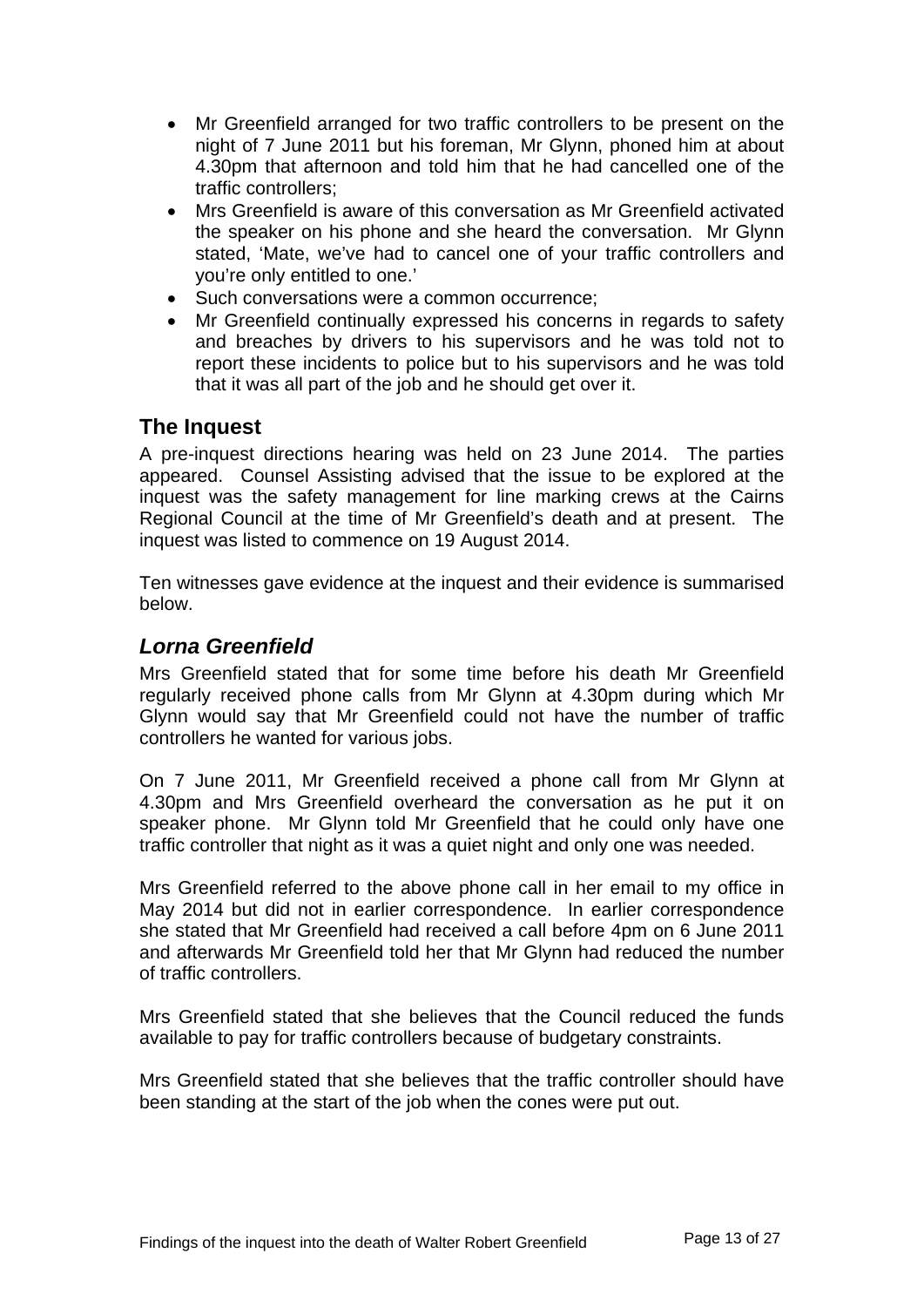- Mr Greenfield arranged for two traffic controllers to be present on the night of 7 June 2011 but his foreman, Mr Glynn, phoned him at about 4.30pm that afternoon and told him that he had cancelled one of the traffic controllers;
- Mrs Greenfield is aware of this conversation as Mr Greenfield activated the speaker on his phone and she heard the conversation. Mr Glynn stated, 'Mate, we've had to cancel one of your traffic controllers and you're only entitled to one.'
- Such conversations were a common occurrence;
- Mr Greenfield continually expressed his concerns in regards to safety and breaches by drivers to his supervisors and he was told not to report these incidents to police but to his supervisors and he was told that it was all part of the job and he should get over it.

## The Inquest

A pre-inquest directions hearing was held on 23 June 2014. The parties appeared. Counsel Assisting advised that the issue to be explored at the inquest was the safety management for line marking crews at the Cairns Regional Council at the time of Mr Greenfield's death and at present. The inquest was listed to commence on 19 August 2014.

Ten witnesses gave evidence at the inquest and their evidence is summarised below.

### *Lorna Greenfield*

Mrs Greenfield stated that for some time before his death Mr Greenfield regularly received phone calls from Mr Glynn at 4.30pm during which Mr Glynn would say that Mr Greenfield could not have the number of traffic controllers he wanted for various jobs.

On 7 June 2011, Mr Greenfield received a phone call from Mr Glynn at 4.30pm and Mrs Greenfield overheard the conversation as he put it on speaker phone. Mr Glynn told Mr Greenfield that he could only have one traffic controller that night as it was a quiet night and only one was needed.

Mrs Greenfield referred to the above phone call in her email to my office in May 2014 but did not in earlier correspondence. In earlier correspondence she stated that Mr Greenfield had received a call before 4pm on 6 June 2011 and afterwards Mr Greenfield told her that Mr Glynn had reduced the number of traffic controllers.

Mrs Greenfield stated that she believes that the Council reduced the funds available to pay for traffic controllers because of budgetary constraints.

Mrs Greenfield stated that she believes that the traffic controller should have been standing at the start of the job when the cones were put out.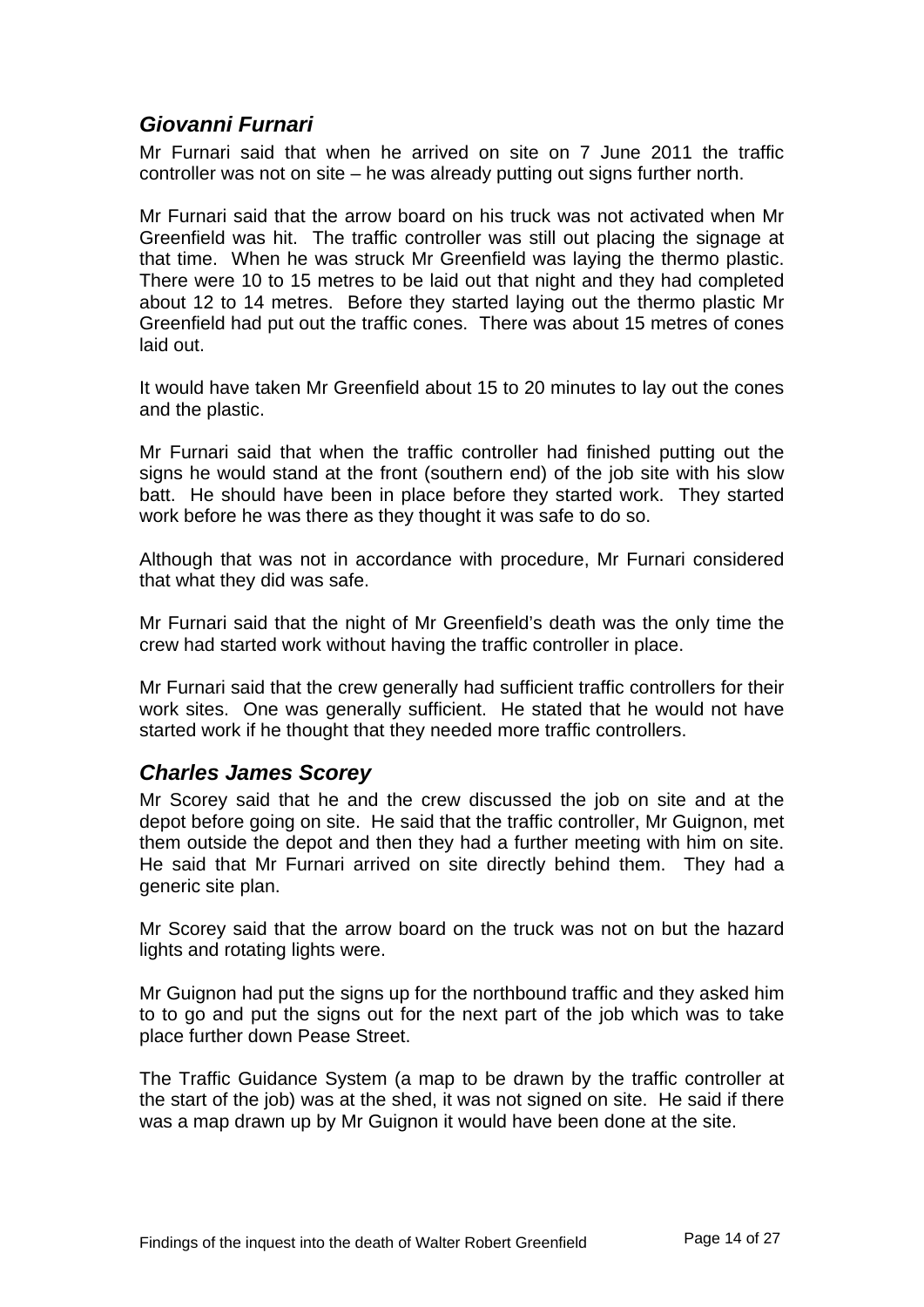## *Giovanni Furnari*

Mr Furnari said that when he arrived on site on 7 June 2011 the traffic controller was not on site – he was already putting out signs further north.

Mr Furnari said that the arrow board on his truck was not activated when Mr Greenfield was hit. The traffic controller was still out placing the signage at that time. When he was struck Mr Greenfield was laying the thermo plastic. There were 10 to 15 metres to be laid out that night and they had completed about 12 to 14 metres. Before they started laying out the thermo plastic Mr Greenfield had put out the traffic cones. There was about 15 metres of cones laid out.

It would have taken Mr Greenfield about 15 to 20 minutes to lay out the cones and the plastic.

Mr Furnari said that when the traffic controller had finished putting out the signs he would stand at the front (southern end) of the job site with his slow batt. He should have been in place before they started work. They started work before he was there as they thought it was safe to do so.

Although that was not in accordance with procedure, Mr Furnari considered that what they did was safe.

Mr Furnari said that the night of Mr Greenfield's death was the only time the crew had started work without having the traffic controller in place.

Mr Furnari said that the crew generally had sufficient traffic controllers for their work sites. One was generally sufficient. He stated that he would not have started work if he thought that they needed more traffic controllers.

## *Charles James Scorey*

Mr Scorey said that he and the crew discussed the job on site and at the depot before going on site. He said that the traffic controller, Mr Guignon, met them outside the depot and then they had a further meeting with him on site. He said that Mr Furnari arrived on site directly behind them. They had a generic site plan.

Mr Scorey said that the arrow board on the truck was not on but the hazard lights and rotating lights were.

Mr Guignon had put the signs up for the northbound traffic and they asked him to to go and put the signs out for the next part of the job which was to take place further down Pease Street.

The Traffic Guidance System (a map to be drawn by the traffic controller at the start of the job) was at the shed, it was not signed on site. He said if there was a map drawn up by Mr Guignon it would have been done at the site.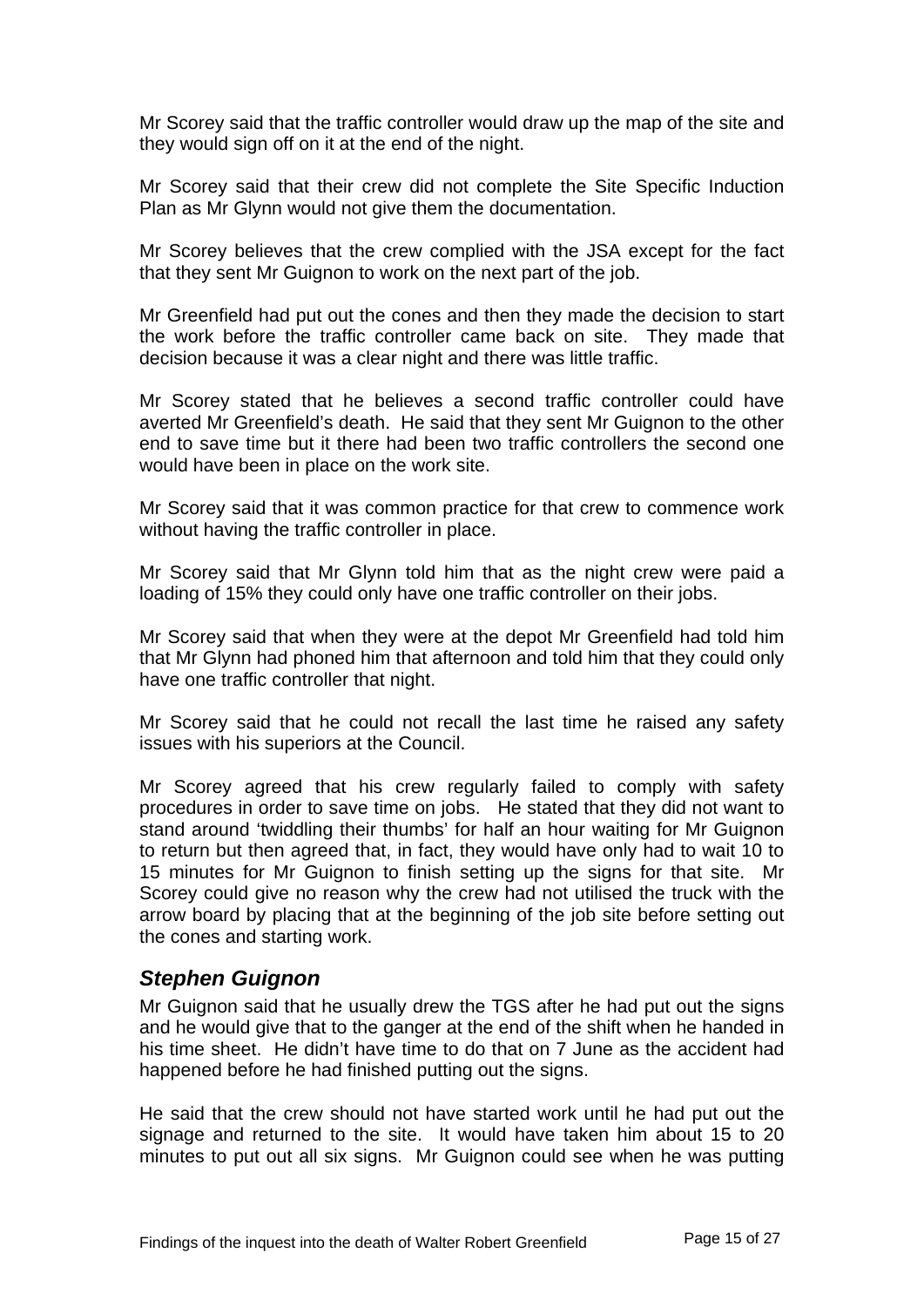Mr Scorey said that the traffic controller would draw up the map of the site and they would sign off on it at the end of the night.

Mr Scorey said that their crew did not complete the Site Specific Induction Plan as Mr Glynn would not give them the documentation.

Mr Scorey believes that the crew complied with the JSA except for the fact that they sent Mr Guignon to work on the next part of the job.

Mr Greenfield had put out the cones and then they made the decision to start the work before the traffic controller came back on site. They made that decision because it was a clear night and there was little traffic.

Mr Scorey stated that he believes a second traffic controller could have averted Mr Greenfield's death. He said that they sent Mr Guignon to the other end to save time but it there had been two traffic controllers the second one would have been in place on the work site.

Mr Scorey said that it was common practice for that crew to commence work without having the traffic controller in place.

Mr Scorey said that Mr Glynn told him that as the night crew were paid a loading of 15% they could only have one traffic controller on their jobs.

Mr Scorey said that when they were at the depot Mr Greenfield had told him that Mr Glynn had phoned him that afternoon and told him that they could only have one traffic controller that night.

Mr Scorey said that he could not recall the last time he raised any safety issues with his superiors at the Council.

Mr Scorey agreed that his crew regularly failed to comply with safety procedures in order to save time on jobs. He stated that they did not want to stand around 'twiddling their thumbs' for half an hour waiting for Mr Guignon to return but then agreed that, in fact, they would have only had to wait 10 to 15 minutes for Mr Guignon to finish setting up the signs for that site. Mr Scorey could give no reason why the crew had not utilised the truck with the arrow board by placing that at the beginning of the job site before setting out the cones and starting work.

## *Stephen Guignon*

Mr Guignon said that he usually drew the TGS after he had put out the signs and he would give that to the ganger at the end of the shift when he handed in his time sheet. He didn't have time to do that on 7 June as the accident had happened before he had finished putting out the signs.

He said that the crew should not have started work until he had put out the signage and returned to the site. It would have taken him about 15 to 20 minutes to put out all six signs. Mr Guignon could see when he was putting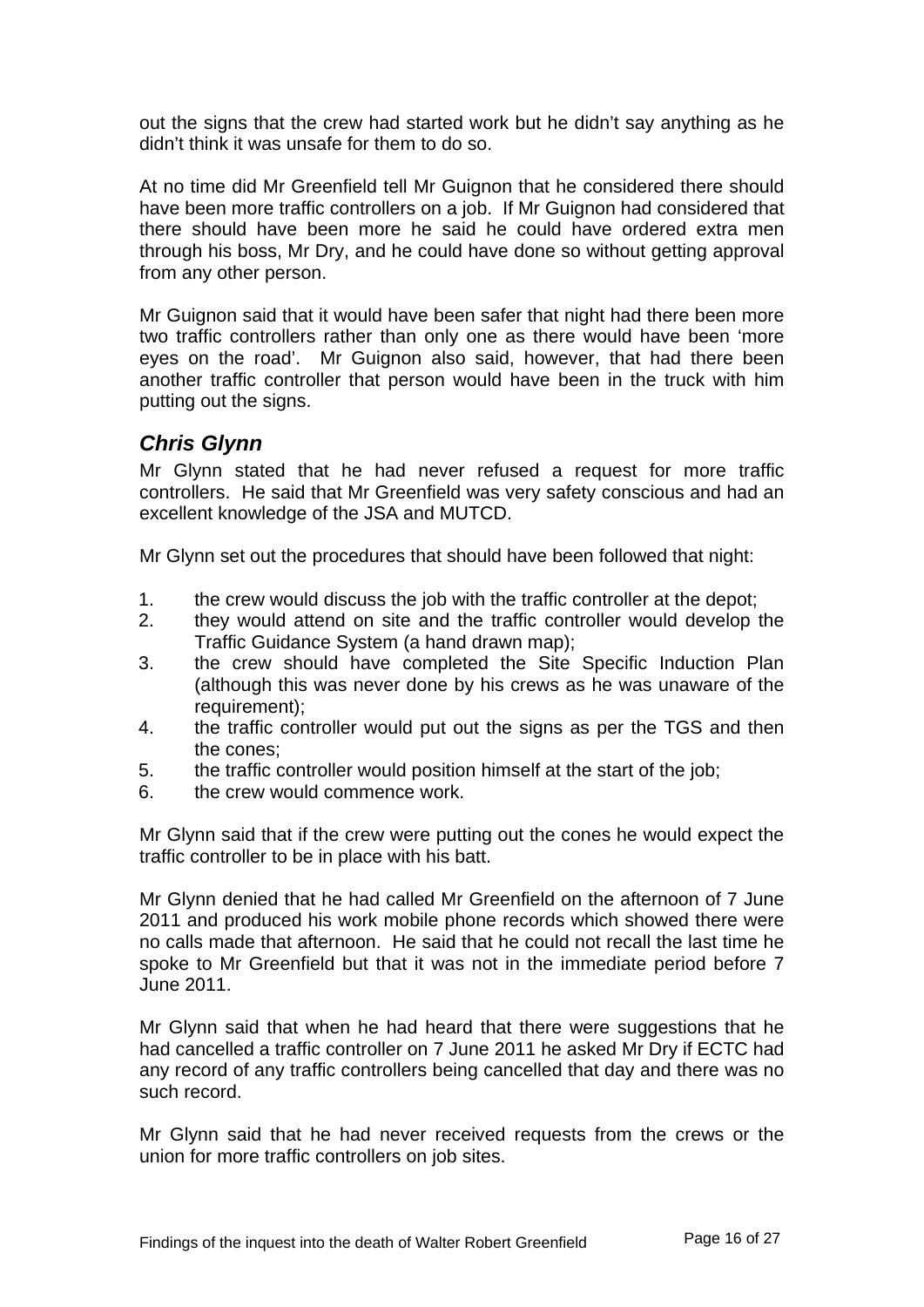out the signs that the crew had started work but he didn't say anything as he didn't think it was unsafe for them to do so.

At no time did Mr Greenfield tell Mr Guignon that he considered there should have been more traffic controllers on a job. If Mr Guignon had considered that there should have been more he said he could have ordered extra men through his boss, Mr Dry, and he could have done so without getting approval from any other person.

Mr Guignon said that it would have been safer that night had there been more two traffic controllers rather than only one as there would have been 'more eyes on the road'. Mr Guignon also said, however, that had there been another traffic controller that person would have been in the truck with him putting out the signs.

## *Chris Glynn*

Mr Glynn stated that he had never refused a request for more traffic controllers. He said that Mr Greenfield was very safety conscious and had an excellent knowledge of the JSA and MUTCD.

Mr Glynn set out the procedures that should have been followed that night:

1. the crew would discuss the job with the traffic controller at the depot;
2. they would attend on site and the traffic controller would develop the Traffic Guidance System (a hand drawn map);
3. the crew should have completed the Site Specific Induction Plan (although this was never done by his crews as he was unaware of the requirement);
4. the traffic controller would put out the signs as per the TGS and then the cones;
5. the traffic controller would position himself at the start of the job;
6. the crew would commence work.

Mr Glynn said that if the crew were putting out the cones he would expect the traffic controller to be in place with his batt.

Mr Glynn denied that he had called Mr Greenfield on the afternoon of 7 June 2011 and produced his work mobile phone records which showed there were no calls made that afternoon. He said that he could not recall the last time he spoke to Mr Greenfield but that it was not in the immediate period before 7 June 2011.

Mr Glynn said that when he had heard that there were suggestions that he had cancelled a traffic controller on 7 June 2011 he asked Mr Dry if ECTC had any record of any traffic controllers being cancelled that day and there was no such record.

Mr Glynn said that he had never received requests from the crews or the union for more traffic controllers on job sites.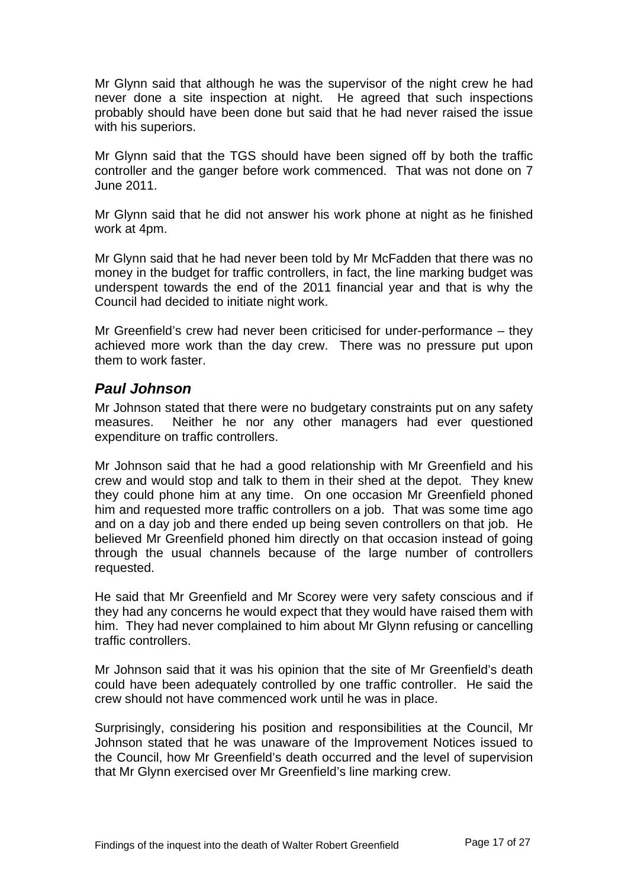Mr Glynn said that although he was the supervisor of the night crew he had never done a site inspection at night. He agreed that such inspections probably should have been done but said that he had never raised the issue with his superiors.

Mr Glynn said that the TGS should have been signed off by both the traffic controller and the ganger before work commenced. That was not done on 7 June 2011.

Mr Glynn said that he did not answer his work phone at night as he finished work at 4pm.

Mr Glynn said that he had never been told by Mr McFadden that there was no money in the budget for traffic controllers, in fact, the line marking budget was underspent towards the end of the 2011 financial year and that is why the Council had decided to initiate night work.

Mr Greenfield's crew had never been criticised for under-performance – they achieved more work than the day crew. There was no pressure put upon them to work faster.

## *Paul Johnson*

Mr Johnson stated that there were no budgetary constraints put on any safety measures. Neither he nor any other managers had ever questioned expenditure on traffic controllers.

Mr Johnson said that he had a good relationship with Mr Greenfield and his crew and would stop and talk to them in their shed at the depot. They knew they could phone him at any time. On one occasion Mr Greenfield phoned him and requested more traffic controllers on a job. That was some time ago and on a day job and there ended up being seven controllers on that job. He believed Mr Greenfield phoned him directly on that occasion instead of going through the usual channels because of the large number of controllers requested.

He said that Mr Greenfield and Mr Scorey were very safety conscious and if they had any concerns he would expect that they would have raised them with him. They had never complained to him about Mr Glynn refusing or cancelling traffic controllers.

Mr Johnson said that it was his opinion that the site of Mr Greenfield's death could have been adequately controlled by one traffic controller. He said the crew should not have commenced work until he was in place.

Surprisingly, considering his position and responsibilities at the Council, Mr Johnson stated that he was unaware of the Improvement Notices issued to the Council, how Mr Greenfield's death occurred and the level of supervision that Mr Glynn exercised over Mr Greenfield's line marking crew.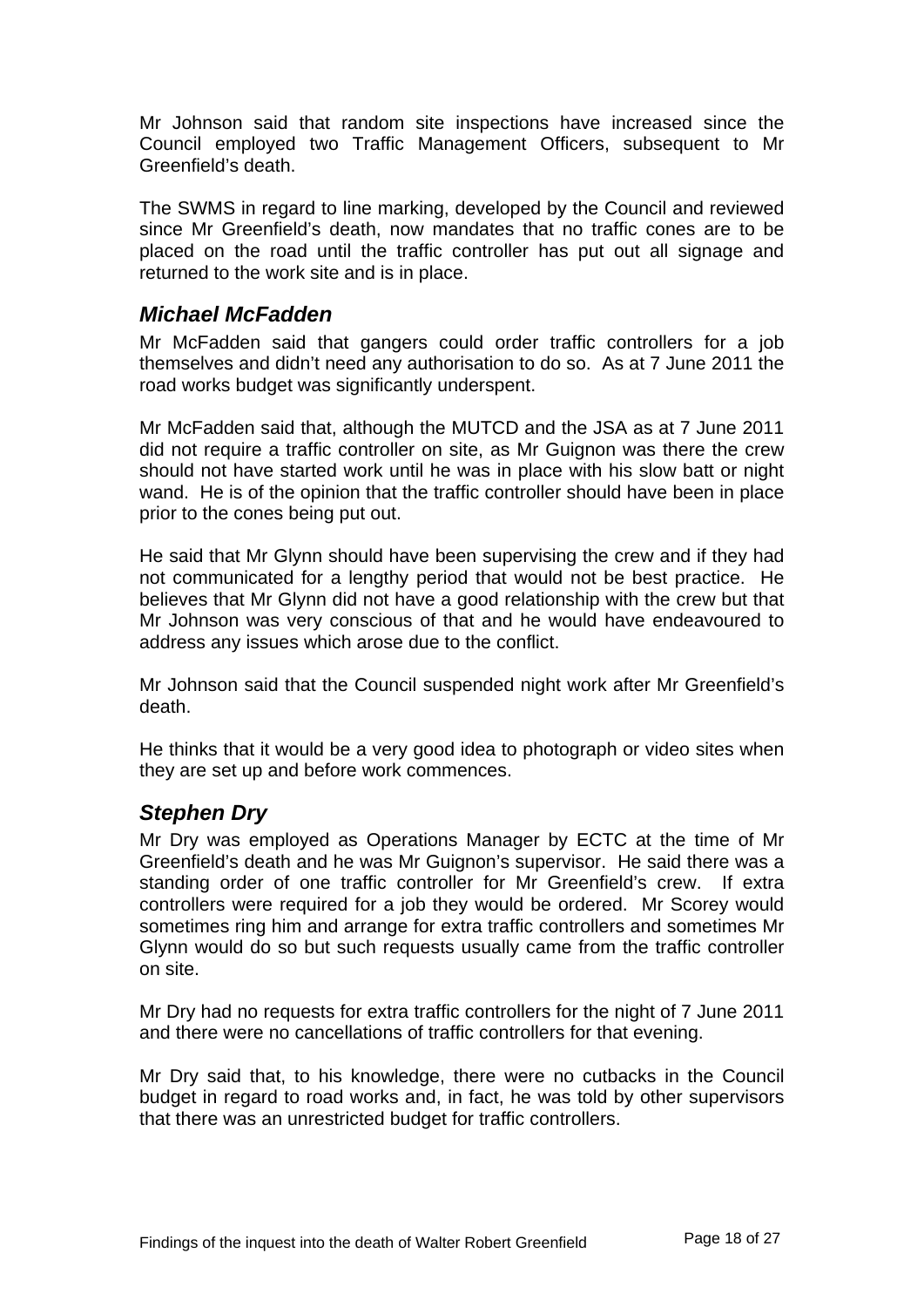Mr Johnson said that random site inspections have increased since the Council employed two Traffic Management Officers, subsequent to Mr Greenfield's death.

The SWMS in regard to line marking, developed by the Council and reviewed since Mr Greenfield's death, now mandates that no traffic cones are to be placed on the road until the traffic controller has put out all signage and returned to the work site and is in place.

### *Michael McFadden*

Mr McFadden said that gangers could order traffic controllers for a job themselves and didn't need any authorisation to do so. As at 7 June 2011 the road works budget was significantly underspent.

Mr McFadden said that, although the MUTCD and the JSA as at 7 June 2011 did not require a traffic controller on site, as Mr Guignon was there the crew should not have started work until he was in place with his slow batt or night wand. He is of the opinion that the traffic controller should have been in place prior to the cones being put out.

He said that Mr Glynn should have been supervising the crew and if they had not communicated for a lengthy period that would not be best practice. He believes that Mr Glynn did not have a good relationship with the crew but that Mr Johnson was very conscious of that and he would have endeavoured to address any issues which arose due to the conflict.

Mr Johnson said that the Council suspended night work after Mr Greenfield's death.

He thinks that it would be a very good idea to photograph or video sites when they are set up and before work commences.

### *Stephen Dry*

Mr Dry was employed as Operations Manager by ECTC at the time of Mr Greenfield's death and he was Mr Guignon's supervisor. He said there was a standing order of one traffic controller for Mr Greenfield's crew. If extra controllers were required for a job they would be ordered. Mr Scorey would sometimes ring him and arrange for extra traffic controllers and sometimes Mr Glynn would do so but such requests usually came from the traffic controller on site.

Mr Dry had no requests for extra traffic controllers for the night of 7 June 2011 and there were no cancellations of traffic controllers for that evening.

Mr Dry said that, to his knowledge, there were no cutbacks in the Council budget in regard to road works and, in fact, he was told by other supervisors that there was an unrestricted budget for traffic controllers.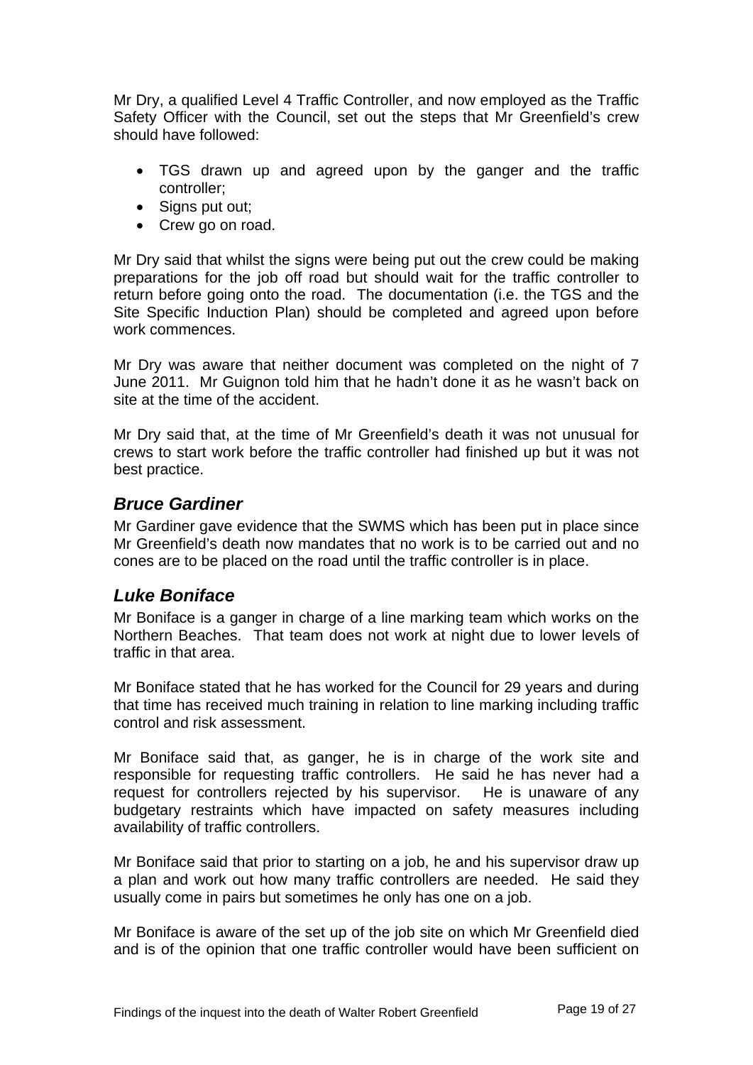Mr Dry, a qualified Level 4 Traffic Controller, and now employed as the Traffic Safety Officer with the Council, set out the steps that Mr Greenfield's crew should have followed:

- TGS drawn up and agreed upon by the ganger and the traffic controller;
- Signs put out;
- Crew go on road.

Mr Dry said that whilst the signs were being put out the crew could be making preparations for the job off road but should wait for the traffic controller to return before going onto the road. The documentation (i.e. the TGS and the Site Specific Induction Plan) should be completed and agreed upon before work commences.

Mr Dry was aware that neither document was completed on the night of 7 June 2011. Mr Guignon told him that he hadn't done it as he wasn't back on site at the time of the accident.

Mr Dry said that, at the time of Mr Greenfield's death it was not unusual for crews to start work before the traffic controller had finished up but it was not best practice.

## *Bruce Gardiner*

Mr Gardiner gave evidence that the SWMS which has been put in place since Mr Greenfield's death now mandates that no work is to be carried out and no cones are to be placed on the road until the traffic controller is in place.

## *Luke Boniface*

Mr Boniface is a ganger in charge of a line marking team which works on the Northern Beaches. That team does not work at night due to lower levels of traffic in that area.

Mr Boniface stated that he has worked for the Council for 29 years and during that time has received much training in relation to line marking including traffic control and risk assessment.

Mr Boniface said that, as ganger, he is in charge of the work site and responsible for requesting traffic controllers. He said he has never had a request for controllers rejected by his supervisor. He is unaware of any budgetary restraints which have impacted on safety measures including availability of traffic controllers.

Mr Boniface said that prior to starting on a job, he and his supervisor draw up a plan and work out how many traffic controllers are needed. He said they usually come in pairs but sometimes he only has one on a job.

Mr Boniface is aware of the set up of the job site on which Mr Greenfield died and is of the opinion that one traffic controller would have been sufficient on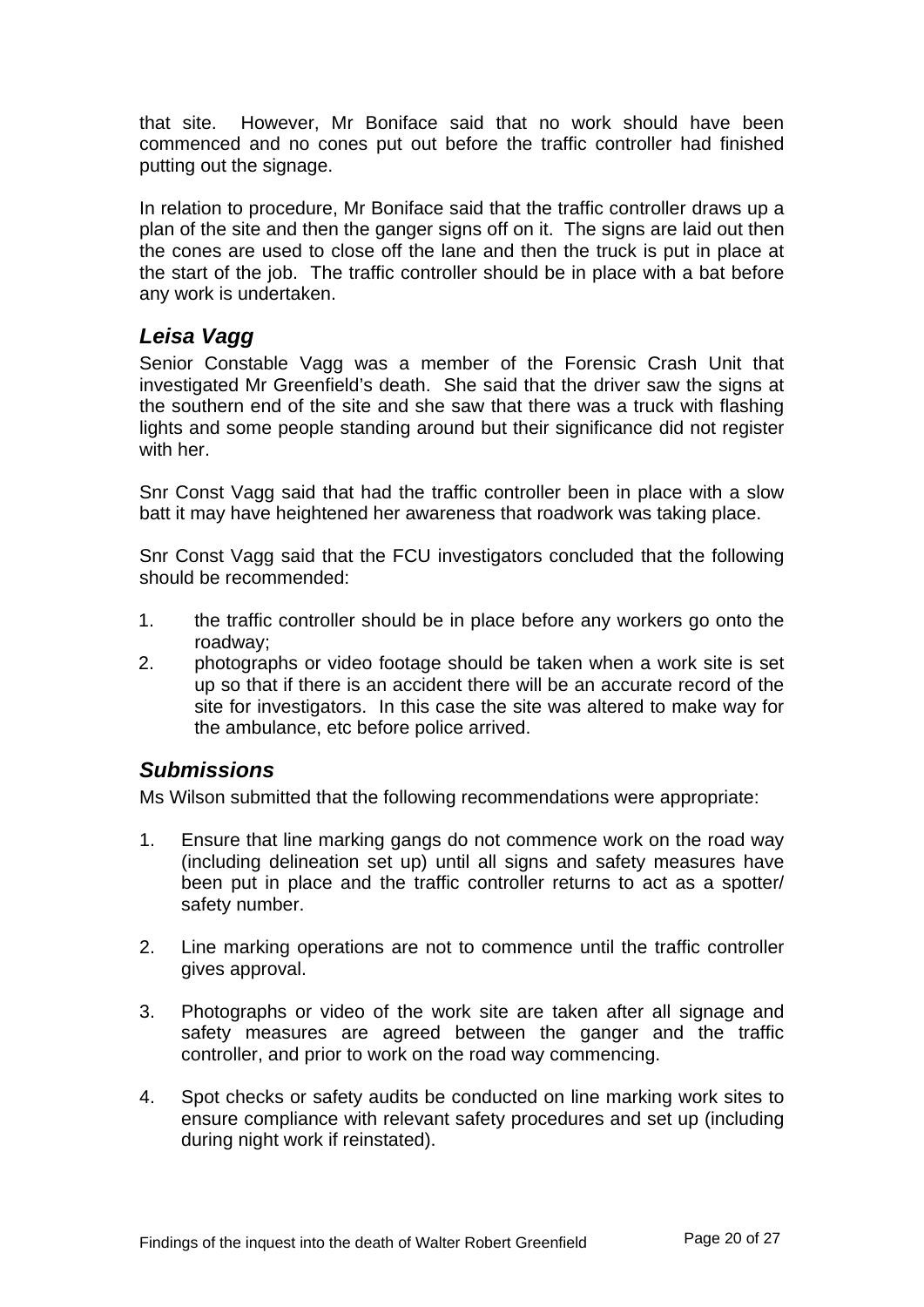that site. However, Mr Boniface said that no work should have been commenced and no cones put out before the traffic controller had finished putting out the signage.

In relation to procedure, Mr Boniface said that the traffic controller draws up a plan of the site and then the ganger signs off on it. The signs are laid out then the cones are used to close off the lane and then the truck is put in place at the start of the job. The traffic controller should be in place with a bat before any work is undertaken.

### *Leisa Vagg*

Senior Constable Vagg was a member of the Forensic Crash Unit that investigated Mr Greenfield's death. She said that the driver saw the signs at the southern end of the site and she saw that there was a truck with flashing lights and some people standing around but their significance did not register with her.

Snr Const Vagg said that had the traffic controller been in place with a slow batt it may have heightened her awareness that roadwork was taking place.

Snr Const Vagg said that the FCU investigators concluded that the following should be recommended:

1. the traffic controller should be in place before any workers go onto the roadway;
2. photographs or video footage should be taken when a work site is set up so that if there is an accident there will be an accurate record of the site for investigators. In this case the site was altered to make way for the ambulance, etc before police arrived.

### *Submissions*

Ms Wilson submitted that the following recommendations were appropriate:

1. Ensure that line marking gangs do not commence work on the road way (including delineation set up) until all signs and safety measures have been put in place and the traffic controller returns to act as a spotter/ safety number.

2. Line marking operations are not to commence until the traffic controller gives approval.

3. Photographs or video of the work site are taken after all signage and safety measures are agreed between the ganger and the traffic controller, and prior to work on the road way commencing.

4. Spot checks or safety audits be conducted on line marking work sites to ensure compliance with relevant safety procedures and set up (including during night work if reinstated).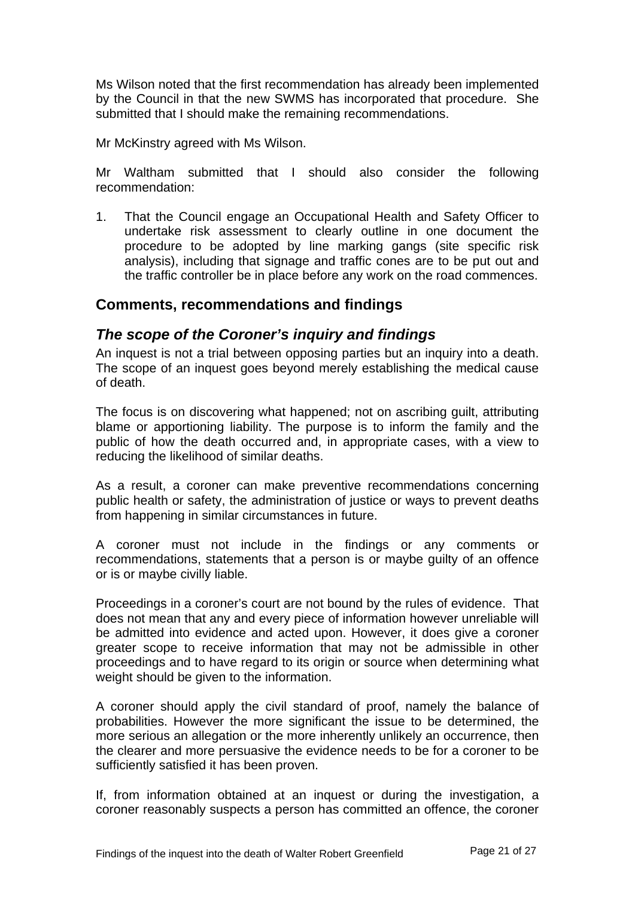Ms Wilson noted that the first recommendation has already been implemented by the Council in that the new SWMS has incorporated that procedure. She submitted that I should make the remaining recommendations.

Mr McKinstry agreed with Ms Wilson.

Mr Waltham submitted that I should also consider the following recommendation:

1. That the Council engage an Occupational Health and Safety Officer to undertake risk assessment to clearly outline in one document the procedure to be adopted by line marking gangs (site specific risk analysis), including that signage and traffic cones are to be put out and the traffic controller be in place before any work on the road commences.

## Comments, recommendations and findings

### *The scope of the Coroner's inquiry and findings*

An inquest is not a trial between opposing parties but an inquiry into a death. The scope of an inquest goes beyond merely establishing the medical cause of death.

The focus is on discovering what happened; not on ascribing guilt, attributing blame or apportioning liability. The purpose is to inform the family and the public of how the death occurred and, in appropriate cases, with a view to reducing the likelihood of similar deaths.

As a result, a coroner can make preventive recommendations concerning public health or safety, the administration of justice or ways to prevent deaths from happening in similar circumstances in future.

A coroner must not include in the findings or any comments or recommendations, statements that a person is or maybe guilty of an offence or is or maybe civilly liable.

Proceedings in a coroner's court are not bound by the rules of evidence. That does not mean that any and every piece of information however unreliable will be admitted into evidence and acted upon. However, it does give a coroner greater scope to receive information that may not be admissible in other proceedings and to have regard to its origin or source when determining what weight should be given to the information.

A coroner should apply the civil standard of proof, namely the balance of probabilities. However the more significant the issue to be determined, the more serious an allegation or the more inherently unlikely an occurrence, then the clearer and more persuasive the evidence needs to be for a coroner to be sufficiently satisfied it has been proven.

If, from information obtained at an inquest or during the investigation, a coroner reasonably suspects a person has committed an offence, the coroner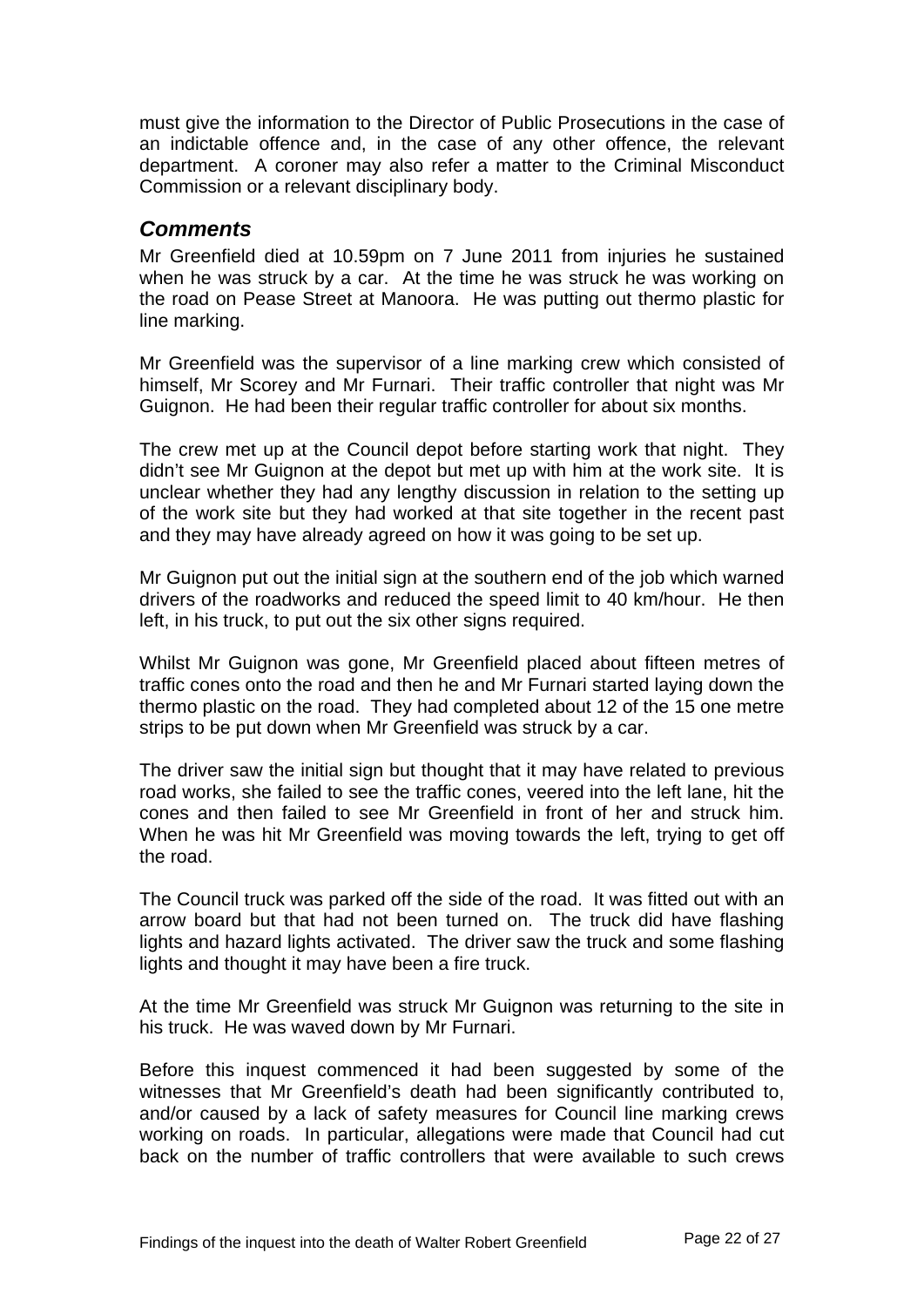must give the information to the Director of Public Prosecutions in the case of an indictable offence and, in the case of any other offence, the relevant department. A coroner may also refer a matter to the Criminal Misconduct Commission or a relevant disciplinary body.

## *Comments*

Mr Greenfield died at 10.59pm on 7 June 2011 from injuries he sustained when he was struck by a car. At the time he was struck he was working on the road on Pease Street at Manoora. He was putting out thermo plastic for line marking.

Mr Greenfield was the supervisor of a line marking crew which consisted of himself, Mr Scorey and Mr Furnari. Their traffic controller that night was Mr Guignon. He had been their regular traffic controller for about six months.

The crew met up at the Council depot before starting work that night. They didn't see Mr Guignon at the depot but met up with him at the work site. It is unclear whether they had any lengthy discussion in relation to the setting up of the work site but they had worked at that site together in the recent past and they may have already agreed on how it was going to be set up.

Mr Guignon put out the initial sign at the southern end of the job which warned drivers of the roadworks and reduced the speed limit to 40 km/hour. He then left, in his truck, to put out the six other signs required.

Whilst Mr Guignon was gone, Mr Greenfield placed about fifteen metres of traffic cones onto the road and then he and Mr Furnari started laying down the thermo plastic on the road. They had completed about 12 of the 15 one metre strips to be put down when Mr Greenfield was struck by a car.

The driver saw the initial sign but thought that it may have related to previous road works, she failed to see the traffic cones, veered into the left lane, hit the cones and then failed to see Mr Greenfield in front of her and struck him. When he was hit Mr Greenfield was moving towards the left, trying to get off the road.

The Council truck was parked off the side of the road. It was fitted out with an arrow board but that had not been turned on. The truck did have flashing lights and hazard lights activated. The driver saw the truck and some flashing lights and thought it may have been a fire truck.

At the time Mr Greenfield was struck Mr Guignon was returning to the site in his truck. He was waved down by Mr Furnari.

Before this inquest commenced it had been suggested by some of the witnesses that Mr Greenfield's death had been significantly contributed to, and/or caused by a lack of safety measures for Council line marking crews working on roads. In particular, allegations were made that Council had cut back on the number of traffic controllers that were available to such crews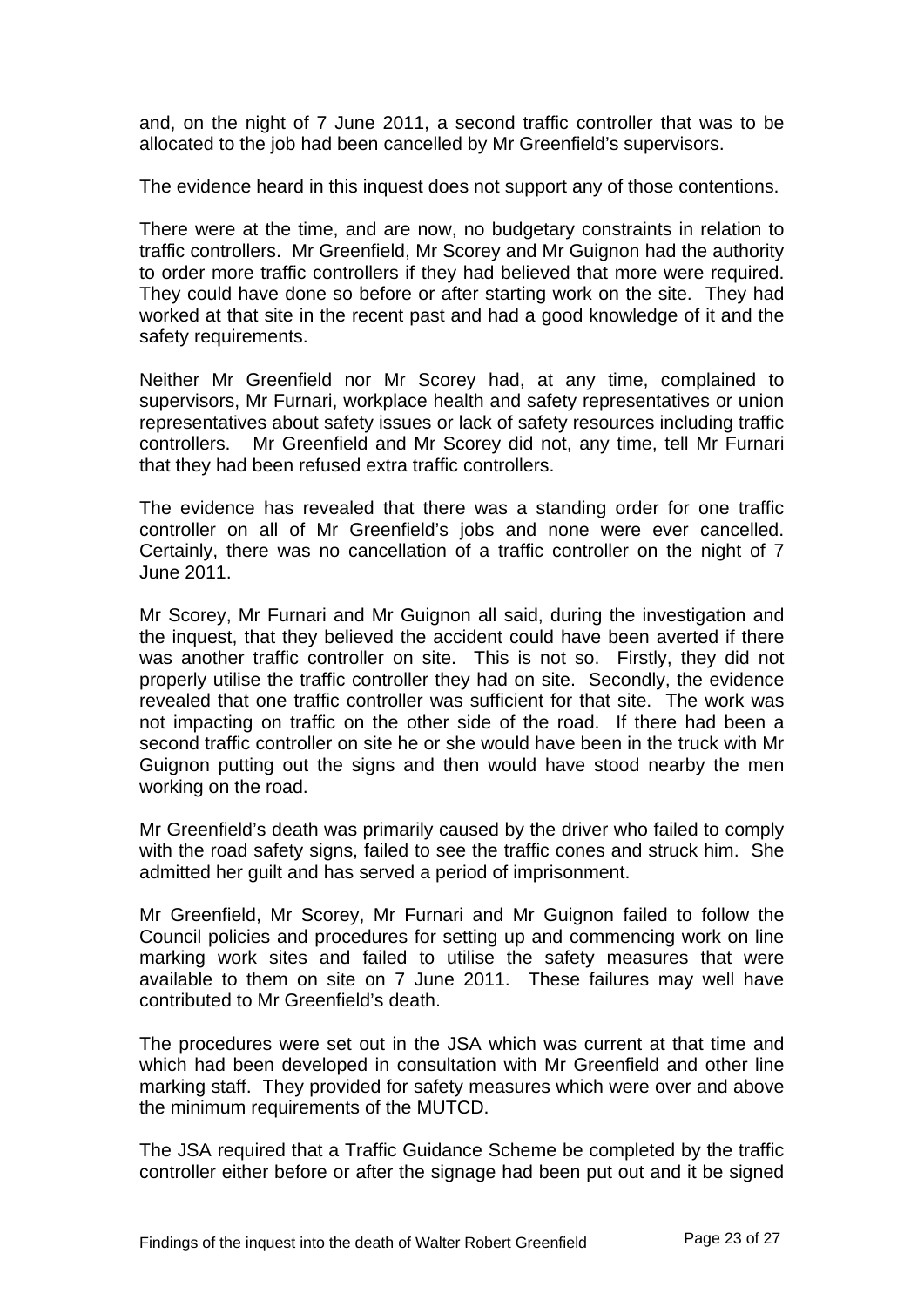and, on the night of 7 June 2011, a second traffic controller that was to be allocated to the job had been cancelled by Mr Greenfield's supervisors.

The evidence heard in this inquest does not support any of those contentions.

There were at the time, and are now, no budgetary constraints in relation to traffic controllers. Mr Greenfield, Mr Scorey and Mr Guignon had the authority to order more traffic controllers if they had believed that more were required. They could have done so before or after starting work on the site. They had worked at that site in the recent past and had a good knowledge of it and the safety requirements.

Neither Mr Greenfield nor Mr Scorey had, at any time, complained to supervisors, Mr Furnari, workplace health and safety representatives or union representatives about safety issues or lack of safety resources including traffic controllers. Mr Greenfield and Mr Scorey did not, any time, tell Mr Furnari that they had been refused extra traffic controllers.

The evidence has revealed that there was a standing order for one traffic controller on all of Mr Greenfield's jobs and none were ever cancelled. Certainly, there was no cancellation of a traffic controller on the night of 7 June 2011.

Mr Scorey, Mr Furnari and Mr Guignon all said, during the investigation and the inquest, that they believed the accident could have been averted if there was another traffic controller on site. This is not so. Firstly, they did not properly utilise the traffic controller they had on site. Secondly, the evidence revealed that one traffic controller was sufficient for that site. The work was not impacting on traffic on the other side of the road. If there had been a second traffic controller on site he or she would have been in the truck with Mr Guignon putting out the signs and then would have stood nearby the men working on the road.

Mr Greenfield's death was primarily caused by the driver who failed to comply with the road safety signs, failed to see the traffic cones and struck him. She admitted her guilt and has served a period of imprisonment.

Mr Greenfield, Mr Scorey, Mr Furnari and Mr Guignon failed to follow the Council policies and procedures for setting up and commencing work on line marking work sites and failed to utilise the safety measures that were available to them on site on 7 June 2011. These failures may well have contributed to Mr Greenfield's death.

The procedures were set out in the JSA which was current at that time and which had been developed in consultation with Mr Greenfield and other line marking staff. They provided for safety measures which were over and above the minimum requirements of the MUTCD.

The JSA required that a Traffic Guidance Scheme be completed by the traffic controller either before or after the signage had been put out and it be signed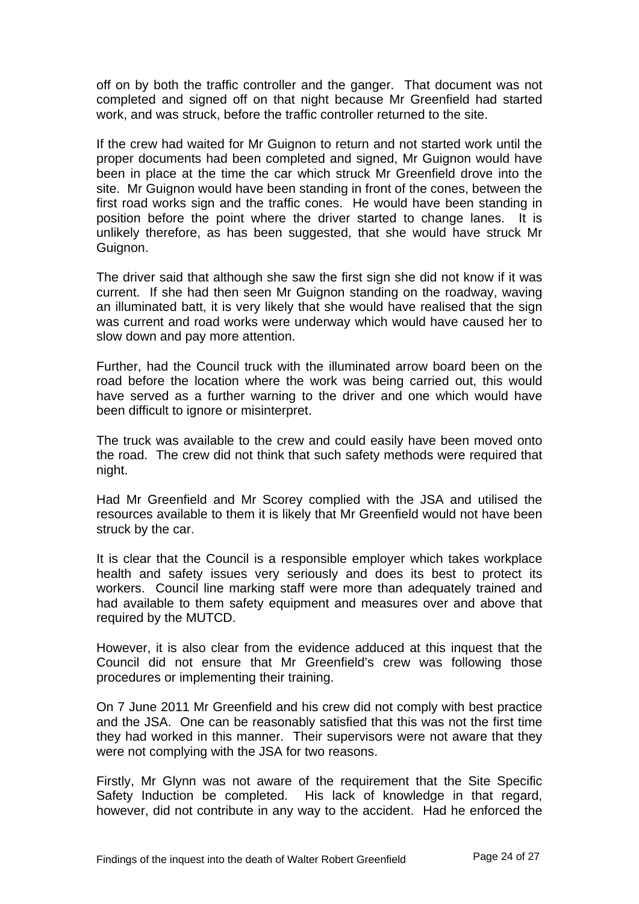off on by both the traffic controller and the ganger. That document was not completed and signed off on that night because Mr Greenfield had started work, and was struck, before the traffic controller returned to the site.

If the crew had waited for Mr Guignon to return and not started work until the proper documents had been completed and signed, Mr Guignon would have been in place at the time the car which struck Mr Greenfield drove into the site. Mr Guignon would have been standing in front of the cones, between the first road works sign and the traffic cones. He would have been standing in position before the point where the driver started to change lanes. It is unlikely therefore, as has been suggested, that she would have struck Mr Guignon.

The driver said that although she saw the first sign she did not know if it was current. If she had then seen Mr Guignon standing on the roadway, waving an illuminated batt, it is very likely that she would have realised that the sign was current and road works were underway which would have caused her to slow down and pay more attention.

Further, had the Council truck with the illuminated arrow board been on the road before the location where the work was being carried out, this would have served as a further warning to the driver and one which would have been difficult to ignore or misinterpret.

The truck was available to the crew and could easily have been moved onto the road. The crew did not think that such safety methods were required that night.

Had Mr Greenfield and Mr Scorey complied with the JSA and utilised the resources available to them it is likely that Mr Greenfield would not have been struck by the car.

It is clear that the Council is a responsible employer which takes workplace health and safety issues very seriously and does its best to protect its workers. Council line marking staff were more than adequately trained and had available to them safety equipment and measures over and above that required by the MUTCD.

However, it is also clear from the evidence adduced at this inquest that the Council did not ensure that Mr Greenfield's crew was following those procedures or implementing their training.

On 7 June 2011 Mr Greenfield and his crew did not comply with best practice and the JSA. One can be reasonably satisfied that this was not the first time they had worked in this manner. Their supervisors were not aware that they were not complying with the JSA for two reasons.

Firstly, Mr Glynn was not aware of the requirement that the Site Specific Safety Induction be completed. His lack of knowledge in that regard, however, did not contribute in any way to the accident. Had he enforced the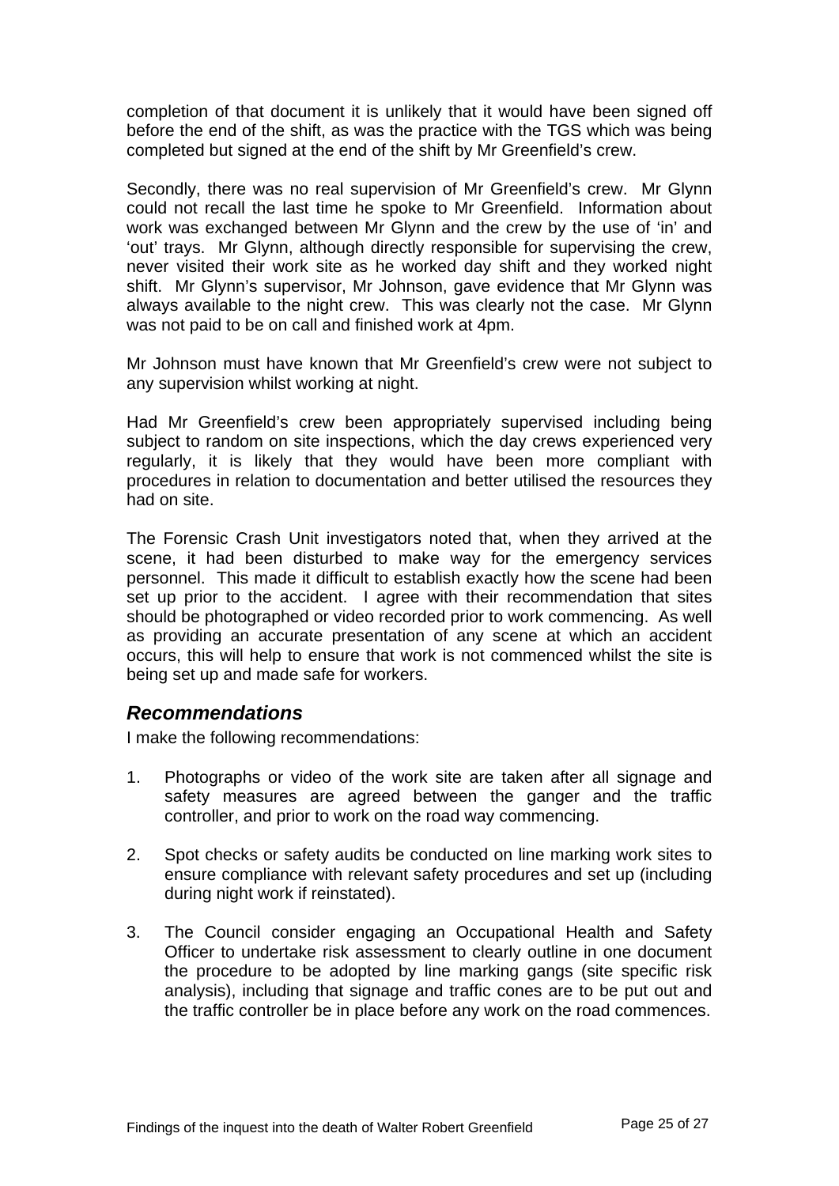completion of that document it is unlikely that it would have been signed off before the end of the shift, as was the practice with the TGS which was being completed but signed at the end of the shift by Mr Greenfield's crew.

Secondly, there was no real supervision of Mr Greenfield's crew. Mr Glynn could not recall the last time he spoke to Mr Greenfield. Information about work was exchanged between Mr Glynn and the crew by the use of 'in' and 'out' trays. Mr Glynn, although directly responsible for supervising the crew, never visited their work site as he worked day shift and they worked night shift. Mr Glynn's supervisor, Mr Johnson, gave evidence that Mr Glynn was always available to the night crew. This was clearly not the case. Mr Glynn was not paid to be on call and finished work at 4pm.

Mr Johnson must have known that Mr Greenfield's crew were not subject to any supervision whilst working at night.

Had Mr Greenfield's crew been appropriately supervised including being subject to random on site inspections, which the day crews experienced very regularly, it is likely that they would have been more compliant with procedures in relation to documentation and better utilised the resources they had on site.

The Forensic Crash Unit investigators noted that, when they arrived at the scene, it had been disturbed to make way for the emergency services personnel. This made it difficult to establish exactly how the scene had been set up prior to the accident. I agree with their recommendation that sites should be photographed or video recorded prior to work commencing. As well as providing an accurate presentation of any scene at which an accident occurs, this will help to ensure that work is not commenced whilst the site is being set up and made safe for workers.

## *Recommendations*

I make the following recommendations:

1. Photographs or video of the work site are taken after all signage and safety measures are agreed between the ganger and the traffic controller, and prior to work on the road way commencing.

2. Spot checks or safety audits be conducted on line marking work sites to ensure compliance with relevant safety procedures and set up (including during night work if reinstated).

3. The Council consider engaging an Occupational Health and Safety Officer to undertake risk assessment to clearly outline in one document the procedure to be adopted by line marking gangs (site specific risk analysis), including that signage and traffic cones are to be put out and the traffic controller be in place before any work on the road commences.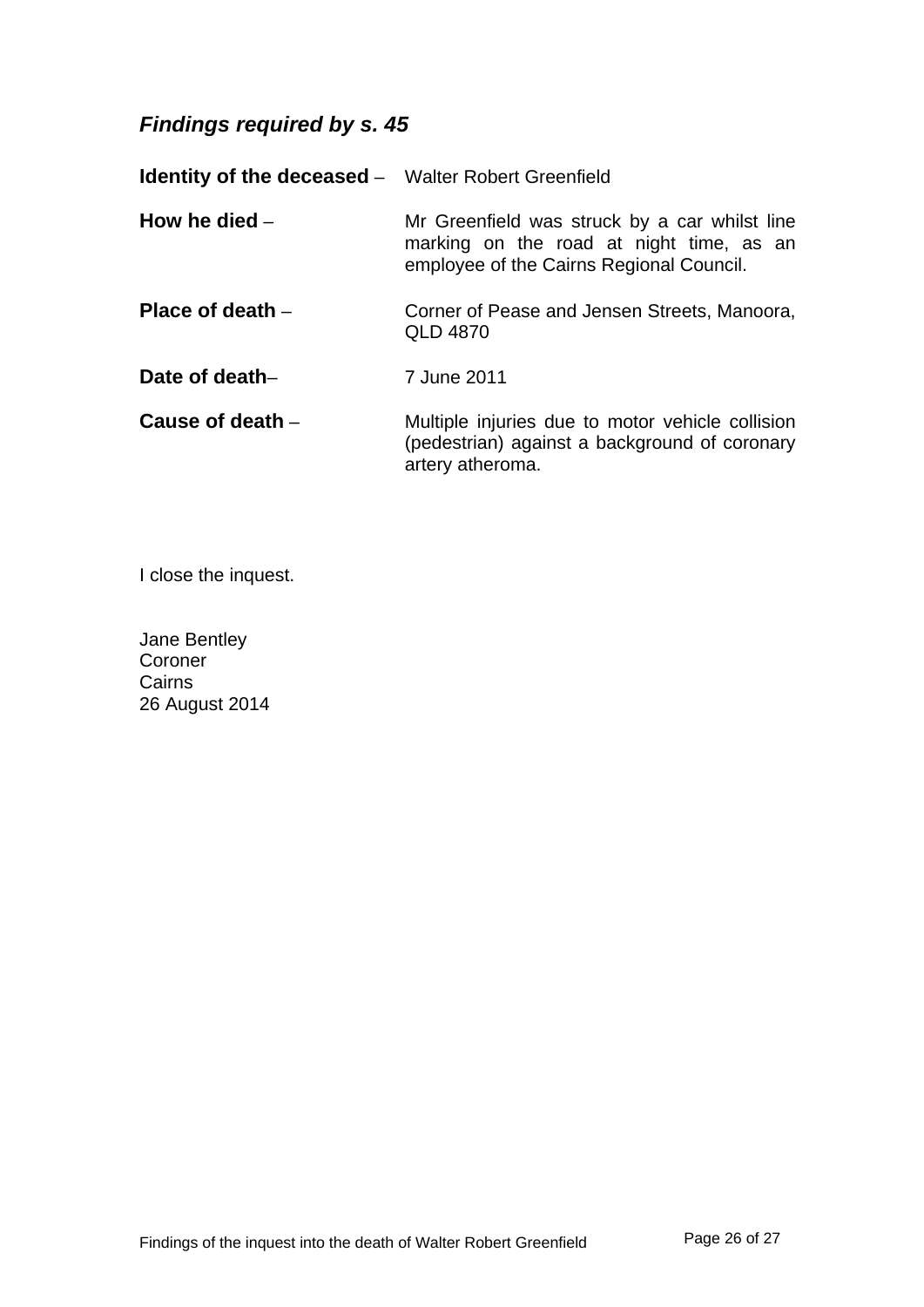## *Findings required by s. 45*

**Identity of the deceased** – Walter Robert Greenfield

**How he died** – Mr Greenfield was struck by a car whilst line marking on the road at night time, as an employee of the Cairns Regional Council.

**Place of death** – Corner of Pease and Jensen Streets, Manoora, QLD 4870

**Date of death**– 7 June 2011

**Cause of death** – Multiple injuries due to motor vehicle collision (pedestrian) against a background of coronary artery atheroma.

I close the inquest.

Jane Bentley
Coroner
Cairns
26 August 2014